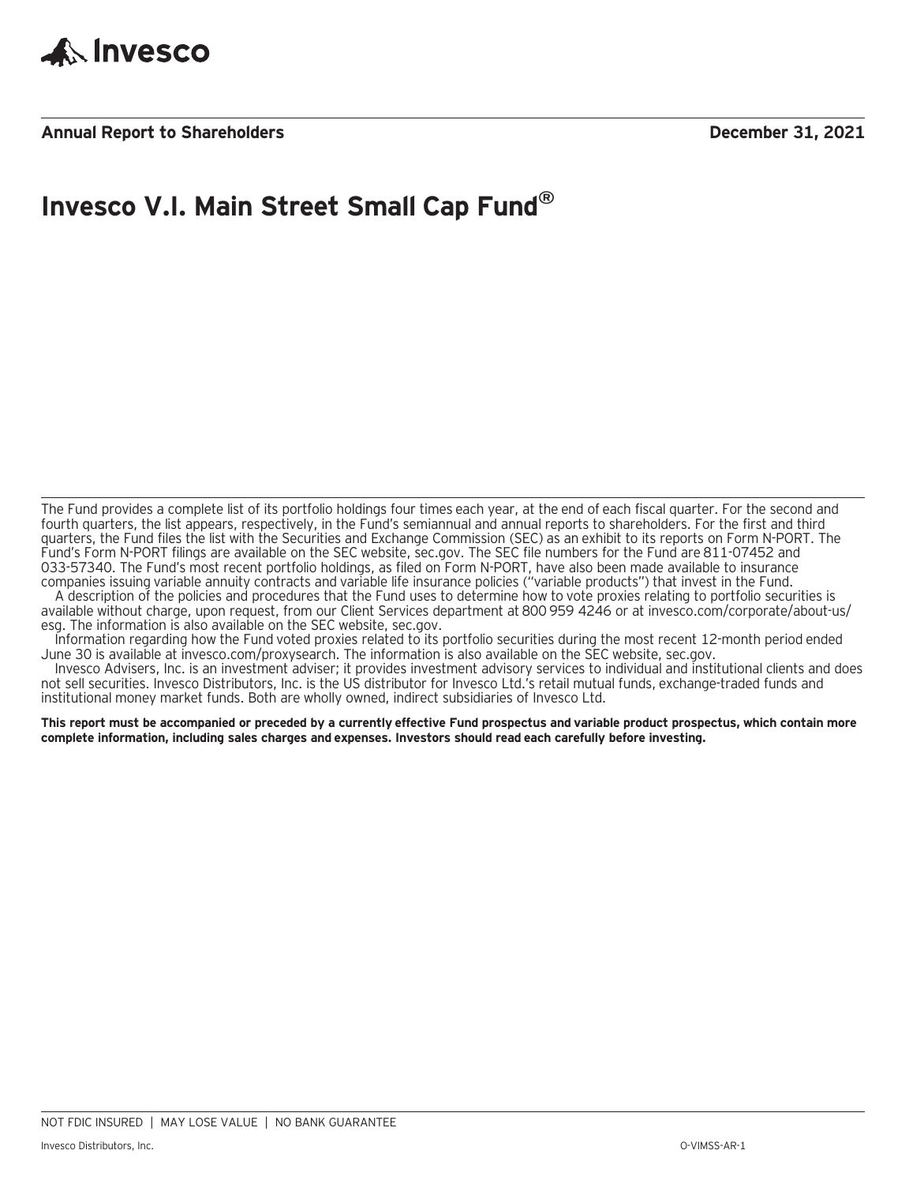Invesco

**Annual Report to Shareholders** **December 31, 2021**

# Invesco V.I. Main Street Small Cap Fund®

The Fund provides a complete list of its portfolio holdings four times each year, at the end of each fiscal quarter. For the second and fourth quarters, the list appears, respectively, in the Fund's semiannual and annual reports to shareholders. For the first and third quarters, the Fund files the list with the Securities and Exchange Commission (SEC) as an exhibit to its reports on Form N-PORT. The Fund's Form N-PORT filings are available on the SEC website, sec.gov. The SEC file numbers for the Fund are 811-07452 and 033-57340. The Fund's most recent portfolio holdings, as filed on Form N-PORT, have also been made available to insurance companies issuing variable annuity contracts and variable life insurance policies ("variable products") that invest in the Fund.

A description of the policies and procedures that the Fund uses to determine how to vote proxies relating to portfolio securities is available without charge, upon request, from our Client Services department at 800 959 4246 or at invesco.com/corporate/about-us/esg. The information is also available on the SEC website, sec.gov.

Information regarding how the Fund voted proxies related to its portfolio securities during the most recent 12-month period ended June 30 is available at invesco.com/proxysearch. The information is also available on the SEC website, sec.gov.

Invesco Advisers, Inc. is an investment adviser; it provides investment advisory services to individual and institutional clients and does not sell securities. Invesco Distributors, Inc. is the US distributor for Invesco Ltd.'s retail mutual funds, exchange-traded funds and institutional money market funds. Both are wholly owned, indirect subsidiaries of Invesco Ltd.

**This report must be accompanied or preceded by a currently effective Fund prospectus and variable product prospectus, which contain more complete information, including sales charges and expenses. Investors should read each carefully before investing.**

NOT FDIC INSURED | MAY LOSE VALUE | NO BANK GUARANTEE

Invesco Distributors, Inc. O-VIMSS-AR-1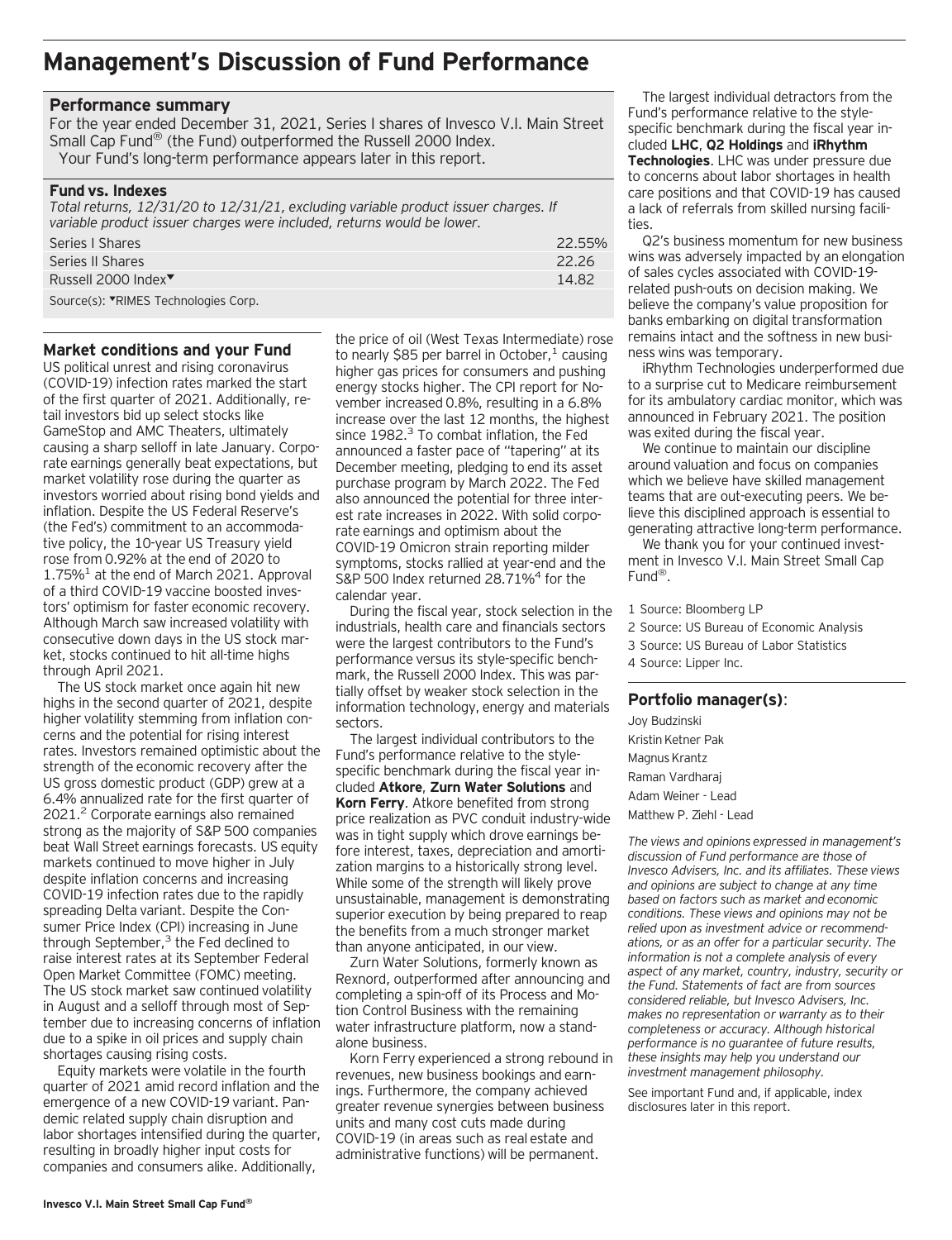# Management's Discussion of Fund Performance

## Performance summary

For the year ended December 31, 2021, Series I shares of Invesco V.I. Main Street Small Cap Fund® (the Fund) outperformed the Russell 2000 Index.

Your Fund's long-term performance appears later in this report.

### Fund vs. Indexes

*Total returns, 12/31/20 to 12/31/21, excluding variable product issuer charges. If variable product issuer charges were included, returns would be lower.*

| | |
|---|---|
| Series I Shares | 22.55% |
| Series II Shares | 22.26 |
| Russell 2000 Index▼ | 14.82 |

Source(s): ▼RIMES Technologies Corp.

## Market conditions and your Fund

US political unrest and rising coronavirus (COVID-19) infection rates marked the start of the first quarter of 2021. Additionally, retail investors bid up select stocks like GameStop and AMC Theaters, ultimately causing a sharp selloff in late January. Corporate earnings generally beat expectations, but market volatility rose during the quarter as investors worried about rising bond yields and inflation. Despite the US Federal Reserve's (the Fed's) commitment to an accommodative policy, the 10-year US Treasury yield rose from 0.92% at the end of 2020 to 1.75%[1] at the end of March 2021. Approval of a third COVID-19 vaccine boosted investors' optimism for faster economic recovery. Although March saw increased volatility with consecutive down days in the US stock market, stocks continued to hit all-time highs through April 2021.

The US stock market once again hit new highs in the second quarter of 2021, despite higher volatility stemming from inflation concerns and the potential for rising interest rates. Investors remained optimistic about the strength of the economic recovery after the US gross domestic product (GDP) grew at a 6.4% annualized rate for the first quarter of 2021.[2] Corporate earnings also remained strong as the majority of S&P 500 companies beat Wall Street earnings forecasts. US equity markets continued to move higher in July despite inflation concerns and increasing COVID-19 infection rates due to the rapidly spreading Delta variant. Despite the Consumer Price Index (CPI) increasing in June through September,[3] the Fed declined to raise interest rates at its September Federal Open Market Committee (FOMC) meeting. The US stock market saw continued volatility in August and a selloff through most of September due to increasing concerns of inflation due to a spike in oil prices and supply chain shortages causing rising costs.

Equity markets were volatile in the fourth quarter of 2021 amid record inflation and the emergence of a new COVID-19 variant. Pandemic related supply chain disruption and labor shortages intensified during the quarter, resulting in broadly higher input costs for companies and consumers alike. Additionally, the price of oil (West Texas Intermediate) rose to nearly $85 per barrel in October,[1] causing higher gas prices for consumers and pushing energy stocks higher. The CPI report for November increased 0.8%, resulting in a 6.8% increase over the last 12 months, the highest since 1982.[3] To combat inflation, the Fed announced a faster pace of "tapering" at its December meeting, pledging to end its asset purchase program by March 2022. The Fed also announced the potential for three interest rate increases in 2022. With solid corporate earnings and optimism about the COVID-19 Omicron strain reporting milder symptoms, stocks rallied at year-end and the S&P 500 Index returned 28.71%[4] for the calendar year.

During the fiscal year, stock selection in the industrials, health care and financials sectors were the largest contributors to the Fund's performance versus its style-specific benchmark, the Russell 2000 Index. This was partially offset by weaker stock selection in the information technology, energy and materials sectors.

The largest individual contributors to the Fund's performance relative to the style-specific benchmark during the fiscal year included **Atkore**, **Zurn Water Solutions** and **Korn Ferry**. Atkore benefited from strong price realization as PVC conduit industry-wide was in tight supply which drove earnings before interest, taxes, depreciation and amortization margins to a historically strong level. While some of the strength will likely prove unsustainable, management is demonstrating superior execution by being prepared to reap the benefits from a much stronger market than anyone anticipated, in our view.

Zurn Water Solutions, formerly known as Rexnord, outperformed after announcing and completing a spin-off of its Process and Motion Control Business with the remaining water infrastructure platform, now a standalone business.

Korn Ferry experienced a strong rebound in revenues, new business bookings and earnings. Furthermore, the company achieved greater revenue synergies between business units and many cost cuts made during COVID-19 (in areas such as real estate and administrative functions) will be permanent.

The largest individual detractors from the Fund's performance relative to the style-specific benchmark during the fiscal year included **LHC**, **Q2 Holdings** and **iRhythm Technologies**. LHC was under pressure due to concerns about labor shortages in health care positions and that COVID-19 has caused a lack of referrals from skilled nursing facilities.

Q2's business momentum for new business wins was adversely impacted by an elongation of sales cycles associated with COVID-19-related push-outs on decision making. We believe the company's value proposition for banks embarking on digital transformation remains intact and the softness in new business wins was temporary.

iRhythm Technologies underperformed due to a surprise cut to Medicare reimbursement for its ambulatory cardiac monitor, which was announced in February 2021. The position was exited during the fiscal year.

We continue to maintain our discipline around valuation and focus on companies which we believe have skilled management teams that are out-executing peers. We believe this disciplined approach is essential to generating attractive long-term performance.

We thank you for your continued investment in Invesco V.I. Main Street Small Cap Fund®.

1 Source: Bloomberg LP

2 Source: US Bureau of Economic Analysis

3 Source: US Bureau of Labor Statistics

4 Source: Lipper Inc.

## Portfolio manager(s):

Joy Budzinski

Kristin Ketner Pak

Magnus Krantz

Raman Vardharaj

Adam Weiner - Lead

Matthew P. Ziehl - Lead

*The views and opinions expressed in management's discussion of Fund performance are those of Invesco Advisers, Inc. and its affiliates. These views and opinions are subject to change at any time based on factors such as market and economic conditions. These views and opinions may not be relied upon as investment advice or recommendations, or as an offer for a particular security. The information is not a complete analysis of every aspect of any market, country, industry, security or the Fund. Statements of fact are from sources considered reliable, but Invesco Advisers, Inc. makes no representation or warranty as to their completeness or accuracy. Although historical performance is no guarantee of future results, these insights may help you understand our investment management philosophy.*

See important Fund and, if applicable, index disclosures later in this report.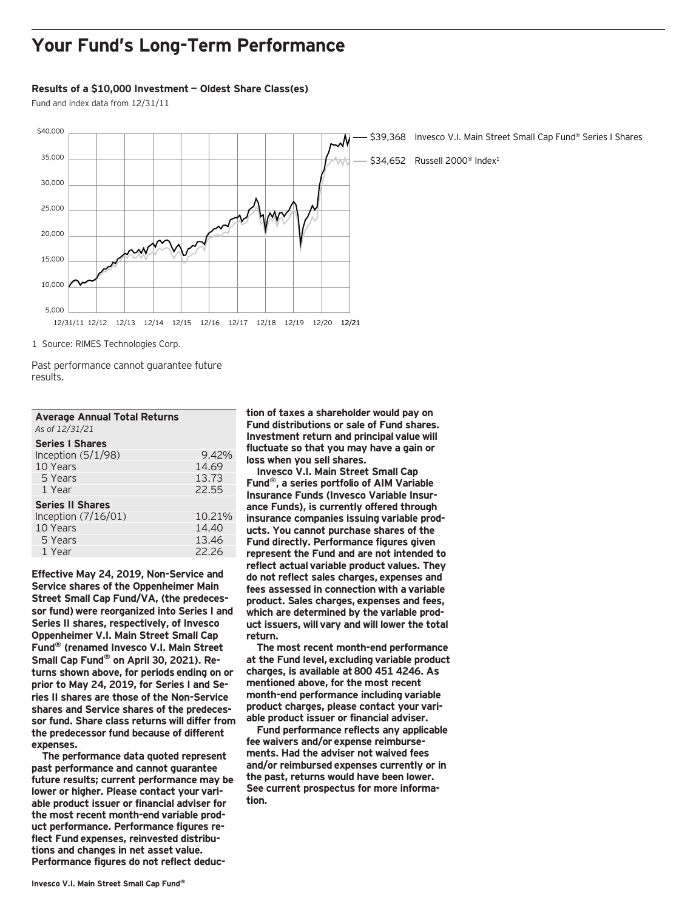# Your Fund's Long-Term Performance

**Results of a $10,000 Investment — Oldest Share Class(es)**

Fund and index data from 12/31/11

$39,368 Invesco V.I. Main Street Small Cap Fund® Series I Shares

$34,652 Russell 2000® Index[1]

1 Source: RIMES Technologies Corp.

Past performance cannot guarantee future results.

| **Average Annual Total Returns** *As of 12/31/21* | |
|---|---|
| **Series I Shares** | |
| Inception (5/1/98) | 9.42% |
| 10 Years | 14.69 |
| 5 Years | 13.73 |
| 1 Year | 22.55 |
| **Series II Shares** | |
| Inception (7/16/01) | 10.21% |
| 10 Years | 14.40 |
| 5 Years | 13.46 |
| 1 Year | 22.26 |

**Effective May 24, 2019, Non-Service and Service shares of the Oppenheimer Main Street Small Cap Fund/VA, (the predecessor fund) were reorganized into Series I and Series II shares, respectively, of Invesco Oppenheimer V.I. Main Street Small Cap Fund® (renamed Invesco V.I. Main Street Small Cap Fund® on April 30, 2021). Returns shown above, for periods ending on or prior to May 24, 2019, for Series I and Series II shares are those of the Non-Service shares and Service shares of the predecessor fund. Share class returns will differ from the predecessor fund because of different expenses.**

**The performance data quoted represent past performance and cannot guarantee future results; current performance may be lower or higher. Please contact your variable product issuer or financial adviser for the most recent month-end variable product performance. Performance figures reflect Fund expenses, reinvested distributions and changes in net asset value. Performance figures do not reflect deduction of taxes a shareholder would pay on Fund distributions or sale of Fund shares. Investment return and principal value will fluctuate so that you may have a gain or loss when you sell shares.**

**Invesco V.I. Main Street Small Cap Fund®, a series portfolio of AIM Variable Insurance Funds (Invesco Variable Insurance Funds), is currently offered through insurance companies issuing variable products. You cannot purchase shares of the Fund directly. Performance figures given represent the Fund and are not intended to reflect actual variable product values. They do not reflect sales charges, expenses and fees assessed in connection with a variable product. Sales charges, expenses and fees, which are determined by the variable product issuers, will vary and will lower the total return.**

**The most recent month-end performance at the Fund level, excluding variable product charges, is available at 800 451 4246. As mentioned above, for the most recent month-end performance including variable product charges, please contact your variable product issuer or financial adviser.**

**Fund performance reflects any applicable fee waivers and/or expense reimbursements. Had the adviser not waived fees and/or reimbursed expenses currently or in the past, returns would have been lower. See current prospectus for more information.**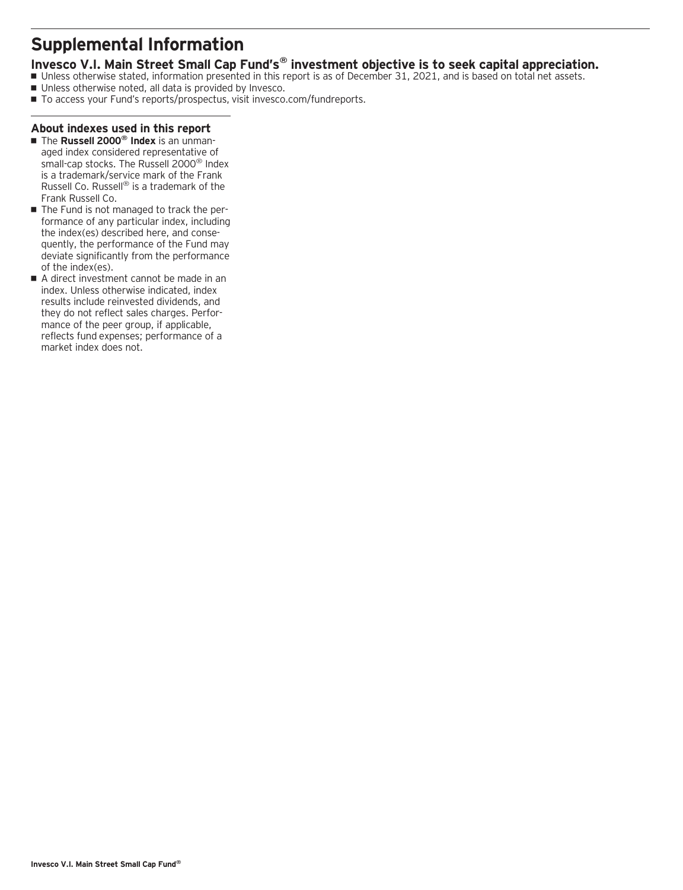# Supplemental Information

## Invesco V.I. Main Street Small Cap Fund's® investment objective is to seek capital appreciation.

- Unless otherwise stated, information presented in this report is as of December 31, 2021, and is based on total net assets.
- Unless otherwise noted, all data is provided by Invesco.
- To access your Fund's reports/prospectus, visit invesco.com/fundreports.

### About indexes used in this report

- The **Russell 2000® Index** is an unmanaged index considered representative of small-cap stocks. The Russell 2000® Index is a trademark/service mark of the Frank Russell Co. Russell® is a trademark of the Frank Russell Co.
- The Fund is not managed to track the performance of any particular index, including the index(es) described here, and consequently, the performance of the Fund may deviate significantly from the performance of the index(es).
- A direct investment cannot be made in an index. Unless otherwise indicated, index results include reinvested dividends, and they do not reflect sales charges. Performance of the peer group, if applicable, reflects fund expenses; performance of a market index does not.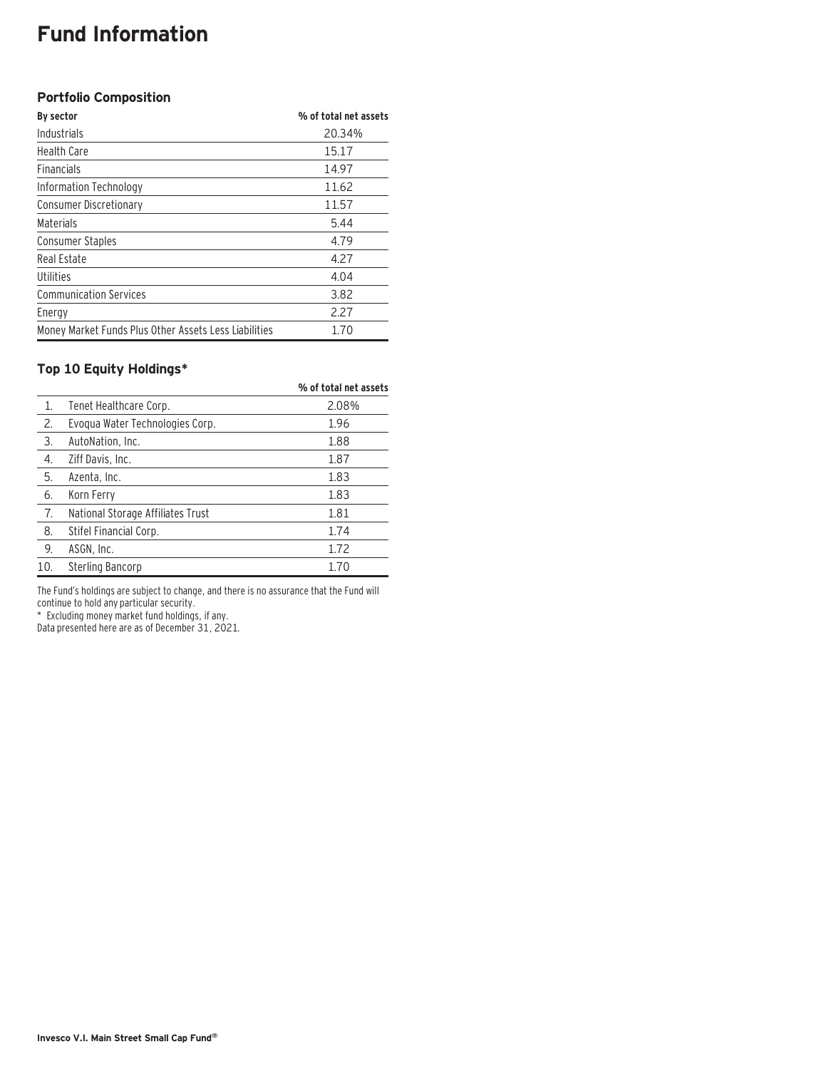# Fund Information

### Portfolio Composition

| By sector | % of total net assets |
|---|---|
| Industrials | 20.34% |
| Health Care | 15.17 |
| Financials | 14.97 |
| Information Technology | 11.62 |
| Consumer Discretionary | 11.57 |
| Materials | 5.44 |
| Consumer Staples | 4.79 |
| Real Estate | 4.27 |
| Utilities | 4.04 |
| Communication Services | 3.82 |
| Energy | 2.27 |
| Money Market Funds Plus Other Assets Less Liabilities | 1.70 |

### Top 10 Equity Holdings*

| | | % of total net assets |
|---|---|---|
| 1. | Tenet Healthcare Corp. | 2.08% |
| 2. | Evoqua Water Technologies Corp. | 1.96 |
| 3. | AutoNation, Inc. | 1.88 |
| 4. | Ziff Davis, Inc. | 1.87 |
| 5. | Azenta, Inc. | 1.83 |
| 6. | Korn Ferry | 1.83 |
| 7. | National Storage Affiliates Trust | 1.81 |
| 8. | Stifel Financial Corp. | 1.74 |
| 9. | ASGN, Inc. | 1.72 |
| 10. | Sterling Bancorp | 1.70 |

The Fund's holdings are subject to change, and there is no assurance that the Fund will continue to hold any particular security.

* Excluding money market fund holdings, if any.

Data presented here are as of December 31, 2021.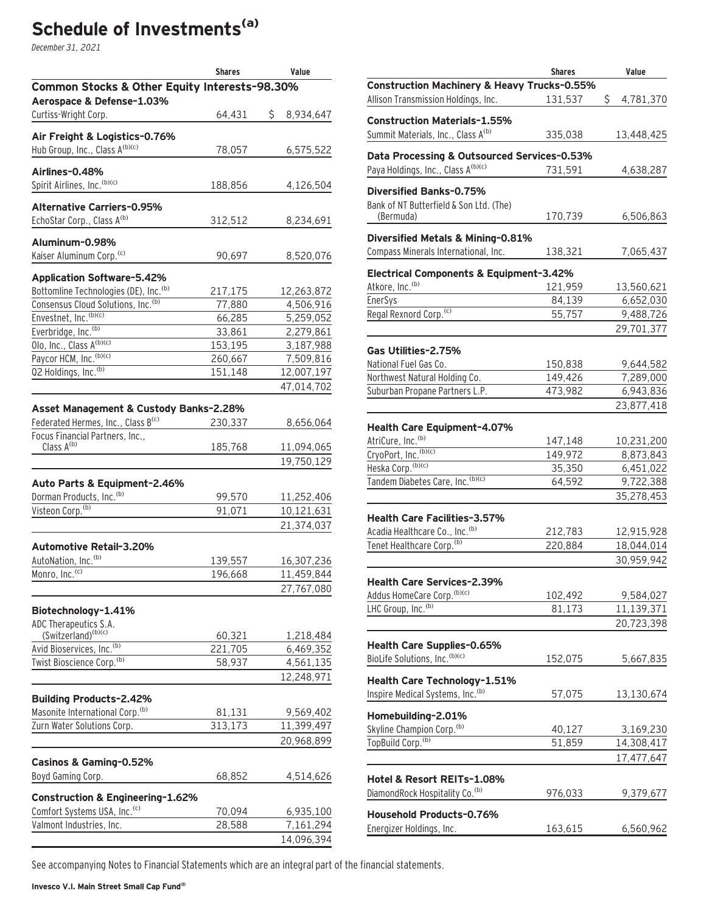# Schedule of Investments[(a)]

*December 31, 2021*

| | Shares | Value |
|---|---|---|
| **Common Stocks & Other Equity Interests–98.30%** | | |
| **Aerospace & Defense–1.03%** | | |
| Curtiss-Wright Corp. | 64,431 | $ 8,934,647 |
| **Air Freight & Logistics–0.76%** | | |
| Hub Group, Inc., Class A[(b)(c)] | 78,057 | 6,575,522 |
| **Airlines–0.48%** | | |
| Spirit Airlines, Inc.[(b)(c)] | 188,856 | 4,126,504 |
| **Alternative Carriers–0.95%** | | |
| EchoStar Corp., Class A[(b)] | 312,512 | 8,234,691 |
| **Aluminum–0.98%** | | |
| Kaiser Aluminum Corp.[(c)] | 90,697 | 8,520,076 |
| **Application Software–5.42%** | | |
| Bottomline Technologies (DE), Inc.[(b)] | 217,175 | 12,263,872 |
| Consensus Cloud Solutions, Inc.[(b)] | 77,880 | 4,506,916 |
| Envestnet, Inc.[(b)(c)] | 66,285 | 5,259,052 |
| Everbridge, Inc.[(b)] | 33,861 | 2,279,861 |
| Olo, Inc., Class A[(b)(c)] | 153,195 | 3,187,988 |
| Paycor HCM, Inc.[(b)(c)] | 260,667 | 7,509,816 |
| Q2 Holdings, Inc.[(b)] | 151,148 | 12,007,197 |
| | | 47,014,702 |
| **Asset Management & Custody Banks–2.28%** | | |
| Federated Hermes, Inc., Class B[(c)] | 230,337 | 8,656,064 |
| Focus Financial Partners, Inc., Class A[(b)] | 185,768 | 11,094,065 |
| | | 19,750,129 |
| **Auto Parts & Equipment–2.46%** | | |
| Dorman Products, Inc.[(b)] | 99,570 | 11,252,406 |
| Visteon Corp.[(b)] | 91,071 | 10,121,631 |
| | | 21,374,037 |
| **Automotive Retail–3.20%** | | |
| AutoNation, Inc.[(b)] | 139,557 | 16,307,236 |
| Monro, Inc.[(c)] | 196,668 | 11,459,844 |
| | | 27,767,080 |
| **Biotechnology–1.41%** | | |
| ADC Therapeutics S.A. (Switzerland)[(b)(c)] | 60,321 | 1,218,484 |
| Avid Bioservices, Inc.[(b)] | 221,705 | 6,469,352 |
| Twist Bioscience Corp.[(b)] | 58,937 | 4,561,135 |
| | | 12,248,971 |
| **Building Products–2.42%** | | |
| Masonite International Corp.[(b)] | 81,131 | 9,569,402 |
| Zurn Water Solutions Corp. | 313,173 | 11,399,497 |
| | | 20,968,899 |
| **Casinos & Gaming–0.52%** | | |
| Boyd Gaming Corp. | 68,852 | 4,514,626 |
| **Construction & Engineering–1.62%** | | |
| Comfort Systems USA, Inc.[(c)] | 70,094 | 6,935,100 |
| Valmont Industries, Inc. | 28,588 | 7,161,294 |
| | | 14,096,394 |
| **Construction Machinery & Heavy Trucks–0.55%** | | |
| Allison Transmission Holdings, Inc. | 131,537 | $ 4,781,370 |
| **Construction Materials–1.55%** | | |
| Summit Materials, Inc., Class A[(b)] | 335,038 | 13,448,425 |
| **Data Processing & Outsourced Services–0.53%** | | |
| Paya Holdings, Inc., Class A[(b)(c)] | 731,591 | 4,638,287 |
| **Diversified Banks–0.75%** | | |
| Bank of NT Butterfield & Son Ltd. (The) (Bermuda) | 170,739 | 6,506,863 |
| **Diversified Metals & Mining–0.81%** | | |
| Compass Minerals International, Inc. | 138,321 | 7,065,437 |
| **Electrical Components & Equipment–3.42%** | | |
| Atkore, Inc.[(b)] | 121,959 | 13,560,621 |
| EnerSys | 84,139 | 6,652,030 |
| Regal Rexnord Corp.[(c)] | 55,757 | 9,488,726 |
| | | 29,701,377 |
| **Gas Utilities–2.75%** | | |
| National Fuel Gas Co. | 150,838 | 9,644,582 |
| Northwest Natural Holding Co. | 149,426 | 7,289,000 |
| Suburban Propane Partners L.P. | 473,982 | 6,943,836 |
| | | 23,877,418 |
| **Health Care Equipment–4.07%** | | |
| AtriCure, Inc.[(b)] | 147,148 | 10,231,200 |
| CryoPort, Inc.[(b)(c)] | 149,972 | 8,873,843 |
| Heska Corp.[(b)(c)] | 35,350 | 6,451,022 |
| Tandem Diabetes Care, Inc.[(b)(c)] | 64,592 | 9,722,388 |
| | | 35,278,453 |
| **Health Care Facilities–3.57%** | | |
| Acadia Healthcare Co., Inc.[(b)] | 212,783 | 12,915,928 |
| Tenet Healthcare Corp.[(b)] | 220,884 | 18,044,014 |
| | | 30,959,942 |
| **Health Care Services–2.39%** | | |
| Addus HomeCare Corp.[(b)(c)] | 102,492 | 9,584,027 |
| LHC Group, Inc.[(b)] | 81,173 | 11,139,371 |
| | | 20,723,398 |
| **Health Care Supplies–0.65%** | | |
| BioLife Solutions, Inc.[(b)(c)] | 152,075 | 5,667,835 |
| **Health Care Technology–1.51%** | | |
| Inspire Medical Systems, Inc.[(b)] | 57,075 | 13,130,674 |
| **Homebuilding–2.01%** | | |
| Skyline Champion Corp.[(b)] | 40,127 | 3,169,230 |
| TopBuild Corp.[(b)] | 51,859 | 14,308,417 |
| | | 17,477,647 |
| **Hotel & Resort REITs–1.08%** | | |
| DiamondRock Hospitality Co.[(b)] | 976,033 | 9,379,677 |
| **Household Products–0.76%** | | |
| Energizer Holdings, Inc. | 163,615 | 6,560,962 |

See accompanying Notes to Financial Statements which are an integral part of the financial statements.

**Invesco V.I. Main Street Small Cap Fund®**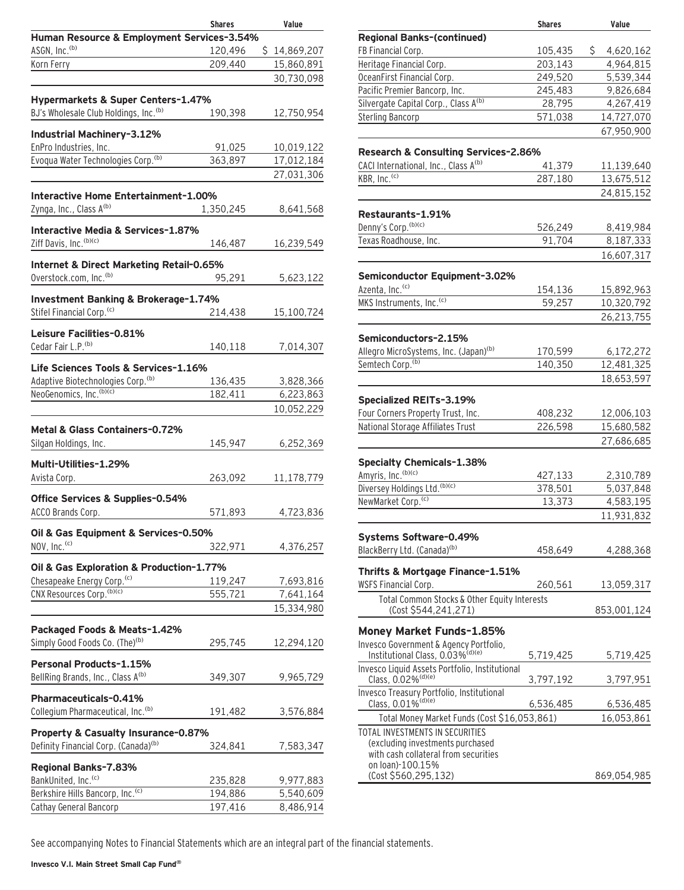| | Shares | Value |
|---|---|---|
| **Human Resource & Employment Services-3.54%** | | |
| ASGN, Inc.[(b)] | 120,496 | $ 14,869,207 |
| Korn Ferry | 209,440 | 15,860,891 |
| | | 30,730,098 |
| **Hypermarkets & Super Centers-1.47%** | | |
| BJ's Wholesale Club Holdings, Inc.[(b)] | 190,398 | 12,750,954 |
| **Industrial Machinery-3.12%** | | |
| EnPro Industries, Inc. | 91,025 | 10,019,122 |
| Evoqua Water Technologies Corp.[(b)] | 363,897 | 17,012,184 |
| | | 27,031,306 |
| **Interactive Home Entertainment-1.00%** | | |
| Zynga, Inc., Class A[(b)] | 1,350,245 | 8,641,568 |
| **Interactive Media & Services-1.87%** | | |
| Ziff Davis, Inc.[(b)(c)] | 146,487 | 16,239,549 |
| **Internet & Direct Marketing Retail-0.65%** | | |
| Overstock.com, Inc.[(b)] | 95,291 | 5,623,122 |
| **Investment Banking & Brokerage-1.74%** | | |
| Stifel Financial Corp.[(c)] | 214,438 | 15,100,724 |
| **Leisure Facilities-0.81%** | | |
| Cedar Fair L.P.[(b)] | 140,118 | 7,014,307 |
| **Life Sciences Tools & Services-1.16%** | | |
| Adaptive Biotechnologies Corp.[(b)] | 136,435 | 3,828,366 |
| NeoGenomics, Inc.[(b)(c)] | 182,411 | 6,223,863 |
| | | 10,052,229 |
| **Metal & Glass Containers-0.72%** | | |
| Silgan Holdings, Inc. | 145,947 | 6,252,369 |
| **Multi-Utilities-1.29%** | | |
| Avista Corp. | 263,092 | 11,178,779 |
| **Office Services & Supplies-0.54%** | | |
| ACCO Brands Corp. | 571,893 | 4,723,836 |
| **Oil & Gas Equipment & Services-0.50%** | | |
| NOV, Inc.[(c)] | 322,971 | 4,376,257 |
| **Oil & Gas Exploration & Production-1.77%** | | |
| Chesapeake Energy Corp.[(c)] | 119,247 | 7,693,816 |
| CNX Resources Corp.[(b)(c)] | 555,721 | 7,641,164 |
| | | 15,334,980 |
| **Packaged Foods & Meats-1.42%** | | |
| Simply Good Foods Co. (The)[(b)] | 295,745 | 12,294,120 |
| **Personal Products-1.15%** | | |
| BellRing Brands, Inc., Class A[(b)] | 349,307 | 9,965,729 |
| **Pharmaceuticals-0.41%** | | |
| Collegium Pharmaceutical, Inc.[(b)] | 191,482 | 3,576,884 |
| **Property & Casualty Insurance-0.87%** | | |
| Definity Financial Corp. (Canada)[(b)] | 324,841 | 7,583,347 |
| **Regional Banks-7.83%** | | |
| BankUnited, Inc.[(c)] | 235,828 | 9,977,883 |
| Berkshire Hills Bancorp, Inc.[(c)] | 194,886 | 5,540,609 |
| Cathay General Bancorp | 197,416 | 8,486,914 |
| **Regional Banks-(continued)** | | |
| FB Financial Corp. | 105,435 | $ 4,620,162 |
| Heritage Financial Corp. | 203,143 | 4,964,815 |
| OceanFirst Financial Corp. | 249,520 | 5,539,344 |
| Pacific Premier Bancorp, Inc. | 245,483 | 9,826,684 |
| Silvergate Capital Corp., Class A[(b)] | 28,795 | 4,267,419 |
| Sterling Bancorp | 571,038 | 14,727,070 |
| | | 67,950,900 |
| **Research & Consulting Services-2.86%** | | |
| CACI International, Inc., Class A[(b)] | 41,379 | 11,139,640 |
| KBR, Inc.[(c)] | 287,180 | 13,675,512 |
| | | 24,815,152 |
| **Restaurants-1.91%** | | |
| Denny's Corp.[(b)(c)] | 526,249 | 8,419,984 |
| Texas Roadhouse, Inc. | 91,704 | 8,187,333 |
| | | 16,607,317 |
| **Semiconductor Equipment-3.02%** | | |
| Azenta, Inc.[(c)] | 154,136 | 15,892,963 |
| MKS Instruments, Inc.[(c)] | 59,257 | 10,320,792 |
| | | 26,213,755 |
| **Semiconductors-2.15%** | | |
| Allegro MicroSystems, Inc. (Japan)[(b)] | 170,599 | 6,172,272 |
| Semtech Corp.[(b)] | 140,350 | 12,481,325 |
| | | 18,653,597 |
| **Specialized REITs-3.19%** | | |
| Four Corners Property Trust, Inc. | 408,232 | 12,006,103 |
| National Storage Affiliates Trust | 226,598 | 15,680,582 |
| | | 27,686,685 |
| **Specialty Chemicals-1.38%** | | |
| Amyris, Inc.[(b)(c)] | 427,133 | 2,310,789 |
| Diversey Holdings Ltd.[(b)(c)] | 378,501 | 5,037,848 |
| NewMarket Corp.[(c)] | 13,373 | 4,583,195 |
| | | 11,931,832 |
| **Systems Software-0.49%** | | |
| BlackBerry Ltd. (Canada)[(b)] | 458,649 | 4,288,368 |
| **Thrifts & Mortgage Finance-1.51%** | | |
| WSFS Financial Corp. | 260,561 | 13,059,317 |
| Total Common Stocks & Other Equity Interests (Cost $544,241,271) | | 853,001,124 |
| **Money Market Funds-1.85%** | | |
| Invesco Government & Agency Portfolio, Institutional Class, 0.03%[(d)(e)] | 5,719,425 | 5,719,425 |
| Invesco Liquid Assets Portfolio, Institutional Class, 0.02%[(d)(e)] | 3,797,192 | 3,797,951 |
| Invesco Treasury Portfolio, Institutional Class, 0.01%[(d)(e)] | 6,536,485 | 6,536,485 |
| Total Money Market Funds (Cost $16,053,861) | | 16,053,861 |
| TOTAL INVESTMENTS IN SECURITIES (excluding investments purchased with cash collateral from securities on loan)-100.15% (Cost $560,295,132) | | 869,054,985 |

See accompanying Notes to Financial Statements which are an integral part of the financial statements.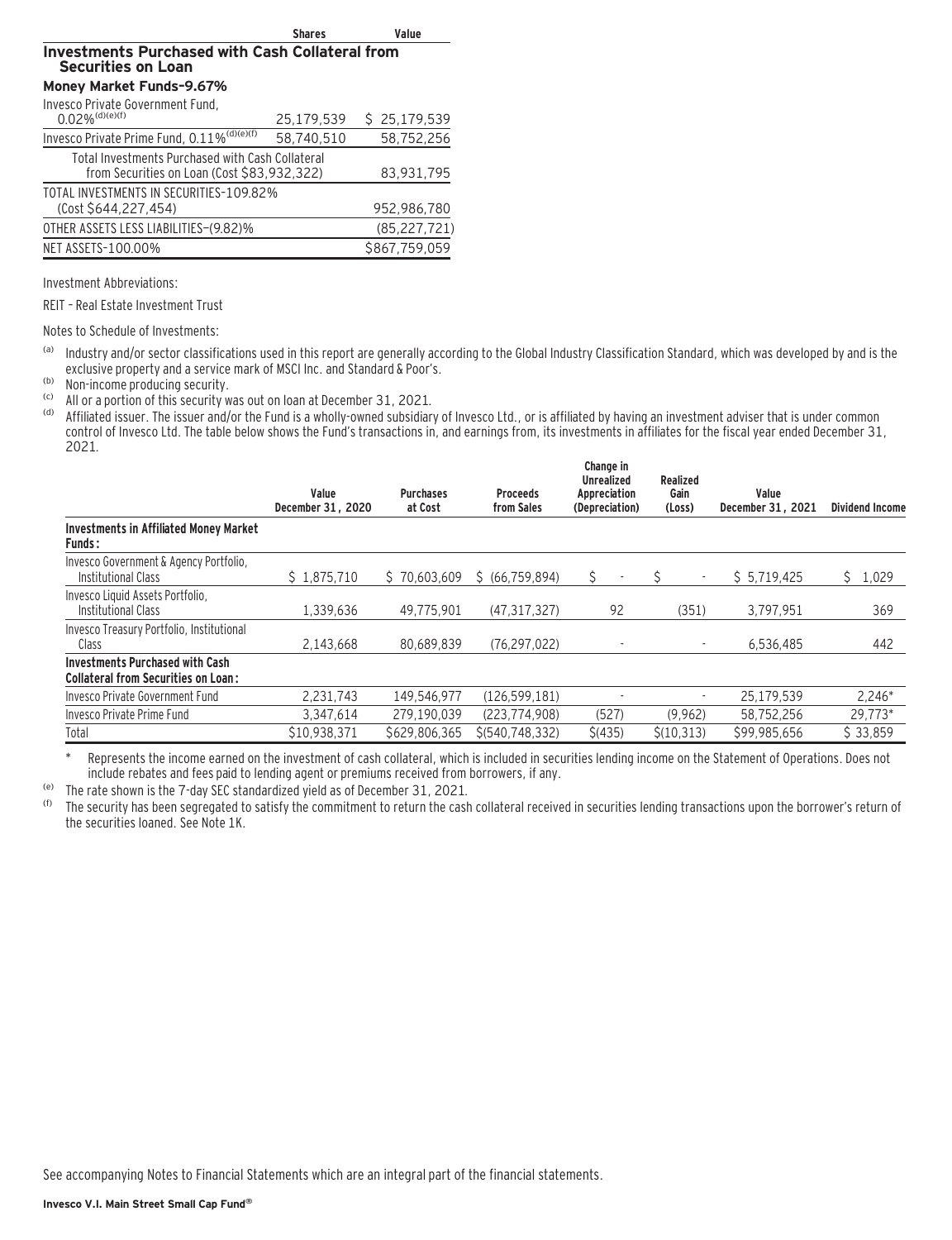| | Shares | Value |
|---|---|---|
| **Investments Purchased with Cash Collateral from Securities on Loan** | | |
| **Money Market Funds–9.67%** | | |
| Invesco Private Government Fund, 0.02%[(d)(e)(f)] | 25,179,539 | $ 25,179,539 |
| Invesco Private Prime Fund, 0.11%[(d)(e)(f)] | 58,740,510 | 58,752,256 |
| Total Investments Purchased with Cash Collateral from Securities on Loan (Cost $83,932,322) | | 83,931,795 |
| TOTAL INVESTMENTS IN SECURITIES–109.82% (Cost $644,227,454) | | 952,986,780 |
| OTHER ASSETS LESS LIABILITIES–(9.82)% | | (85,227,721) |
| NET ASSETS–100.00% | | $867,759,059 |

Investment Abbreviations:

REIT – Real Estate Investment Trust

Notes to Schedule of Investments:

(a) Industry and/or sector classifications used in this report are generally according to the Global Industry Classification Standard, which was developed by and is the exclusive property and a service mark of MSCI Inc. and Standard & Poor's.

(b) Non-income producing security.

(c) All or a portion of this security was out on loan at December 31, 2021.

(d) Affiliated issuer. The issuer and/or the Fund is a wholly-owned subsidiary of Invesco Ltd., or is affiliated by having an investment adviser that is under common control of Invesco Ltd. The table below shows the Fund's transactions in, and earnings from, its investments in affiliates for the fiscal year ended December 31, 2021.

| | Value December 31, 2020 | Purchases at Cost | Proceeds from Sales | Change in Unrealized Appreciation (Depreciation) | Realized Gain (Loss) | Value December 31, 2021 | Dividend Income |
|---|---|---|---|---|---|---|---|
| **Investments in Affiliated Money Market Funds:** | | | | | | | |
| Invesco Government & Agency Portfolio, Institutional Class | $ 1,875,710 | $ 70,603,609 | $ (66,759,894) | $ - | $ - | $ 5,719,425 | $ 1,029 |
| Invesco Liquid Assets Portfolio, Institutional Class | 1,339,636 | 49,775,901 | (47,317,327) | 92 | (351) | 3,797,951 | 369 |
| Invesco Treasury Portfolio, Institutional Class | 2,143,668 | 80,689,839 | (76,297,022) | - | - | 6,536,485 | 442 |
| **Investments Purchased with Cash Collateral from Securities on Loan:** | | | | | | | |
| Invesco Private Government Fund | 2,231,743 | 149,546,977 | (126,599,181) | - | - | 25,179,539 | 2,246* |
| Invesco Private Prime Fund | 3,347,614 | 279,190,039 | (223,774,908) | (527) | (9,962) | 58,752,256 | 29,773* |
| Total | $10,938,371 | $629,806,365 | $(540,748,332) | $(435) | $(10,313) | $99,985,656 | $ 33,859 |

\* Represents the income earned on the investment of cash collateral, which is included in securities lending income on the Statement of Operations. Does not include rebates and fees paid to lending agent or premiums received from borrowers, if any.

(e) The rate shown is the 7-day SEC standardized yield as of December 31, 2021.

(f) The security has been segregated to satisfy the commitment to return the cash collateral received in securities lending transactions upon the borrower's return of the securities loaned. See Note 1K.

See accompanying Notes to Financial Statements which are an integral part of the financial statements.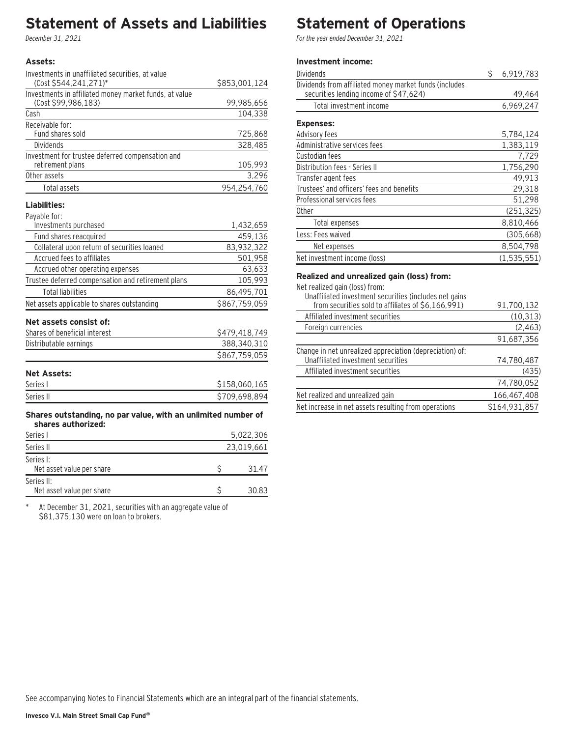# Statement of Assets and Liabilities

*December 31, 2021*

| | |
|---|---|
| **Assets:** | |
| Investments in unaffiliated securities, at value (Cost $544,241,271)* | $853,001,124 |
| Investments in affiliated money market funds, at value (Cost $99,986,183) | 99,985,656 |
| Cash | 104,338 |
| Receivable for: | |
| Fund shares sold | 725,868 |
| Dividends | 328,485 |
| Investment for trustee deferred compensation and retirement plans | 105,993 |
| Other assets | 3,296 |
| Total assets | 954,254,760 |
| **Liabilities:** | |
| Payable for: | |
| Investments purchased | 1,432,659 |
| Fund shares reacquired | 459,136 |
| Collateral upon return of securities loaned | 83,932,322 |
| Accrued fees to affiliates | 501,958 |
| Accrued other operating expenses | 63,633 |
| Trustee deferred compensation and retirement plans | 105,993 |
| Total liabilities | 86,495,701 |
| Net assets applicable to shares outstanding | $867,759,059 |
| **Net assets consist of:** | |
| Shares of beneficial interest | $479,418,749 |
| Distributable earnings | 388,340,310 |
| | $867,759,059 |
| **Net Assets:** | |
| Series I | $158,060,165 |
| Series II | $709,698,894 |
| **Shares outstanding, no par value, with an unlimited number of shares authorized:** | |
| Series I | 5,022,306 |
| Series II | 23,019,661 |
| Series I: | |
| Net asset value per share | $ 31.47 |
| Series II: | |
| Net asset value per share | $ 30.83 |

\* At December 31, 2021, securities with an aggregate value of $81,375,130 were on loan to brokers.

# Statement of Operations

*For the year ended December 31, 2021*

| | |
|---|---|
| **Investment income:** | |
| Dividends | $ 6,919,783 |
| Dividends from affiliated money market funds (includes securities lending income of $47,624) | 49,464 |
| Total investment income | 6,969,247 |
| **Expenses:** | |
| Advisory fees | 5,784,124 |
| Administrative services fees | 1,383,119 |
| Custodian fees | 7,729 |
| Distribution fees - Series II | 1,756,290 |
| Transfer agent fees | 49,913 |
| Trustees' and officers' fees and benefits | 29,318 |
| Professional services fees | 51,298 |
| Other | (251,325) |
| Total expenses | 8,810,466 |
| Less: Fees waived | (305,668) |
| Net expenses | 8,504,798 |
| Net investment income (loss) | (1,535,551) |
| **Realized and unrealized gain (loss) from:** | |
| Net realized gain (loss) from: | |
| Unaffiliated investment securities (includes net gains from securities sold to affiliates of $6,166,991) | 91,700,132 |
| Affiliated investment securities | (10,313) |
| Foreign currencies | (2,463) |
| | 91,687,356 |
| Change in net unrealized appreciation (depreciation) of: | |
| Unaffiliated investment securities | 74,780,487 |
| Affiliated investment securities | (435) |
| | 74,780,052 |
| Net realized and unrealized gain | 166,467,408 |
| Net increase in net assets resulting from operations | $164,931,857 |

See accompanying Notes to Financial Statements which are an integral part of the financial statements.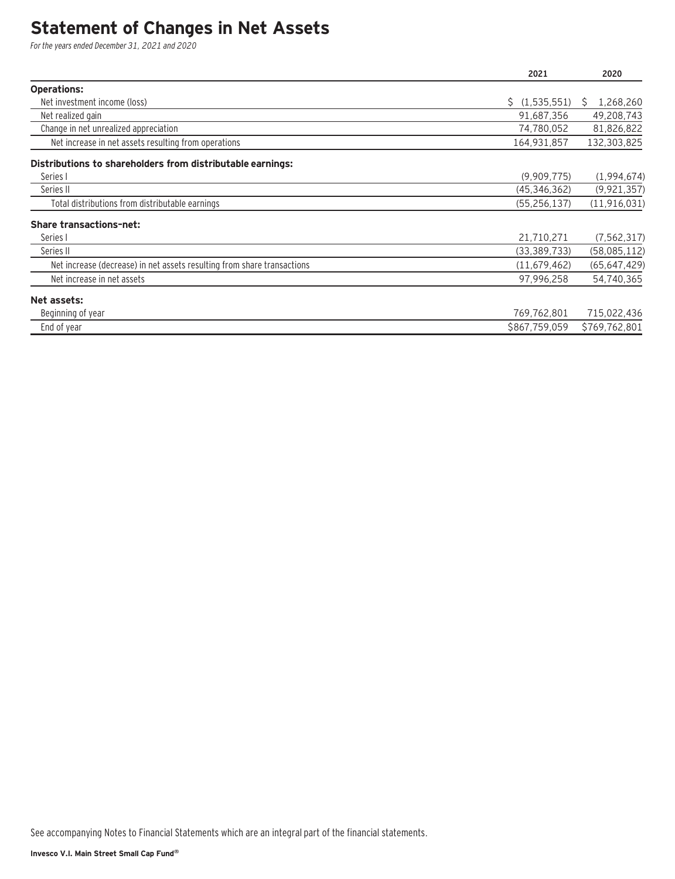# Statement of Changes in Net Assets

*For the years ended December 31, 2021 and 2020*

| | 2021 | 2020 |
|---|---|---|
| **Operations:** | | |
| Net investment income (loss) | $ (1,535,551) | $ 1,268,260 |
| Net realized gain | 91,687,356 | 49,208,743 |
| Change in net unrealized appreciation | 74,780,052 | 81,826,822 |
| Net increase in net assets resulting from operations | 164,931,857 | 132,303,825 |
| **Distributions to shareholders from distributable earnings:** | | |
| Series I | (9,909,775) | (1,994,674) |
| Series II | (45,346,362) | (9,921,357) |
| Total distributions from distributable earnings | (55,256,137) | (11,916,031) |
| **Share transactions–net:** | | |
| Series I | 21,710,271 | (7,562,317) |
| Series II | (33,389,733) | (58,085,112) |
| Net increase (decrease) in net assets resulting from share transactions | (11,679,462) | (65,647,429) |
| Net increase in net assets | 97,996,258 | 54,740,365 |
| **Net assets:** | | |
| Beginning of year | 769,762,801 | 715,022,436 |
| End of year | $867,759,059 | $769,762,801 |

See accompanying Notes to Financial Statements which are an integral part of the financial statements.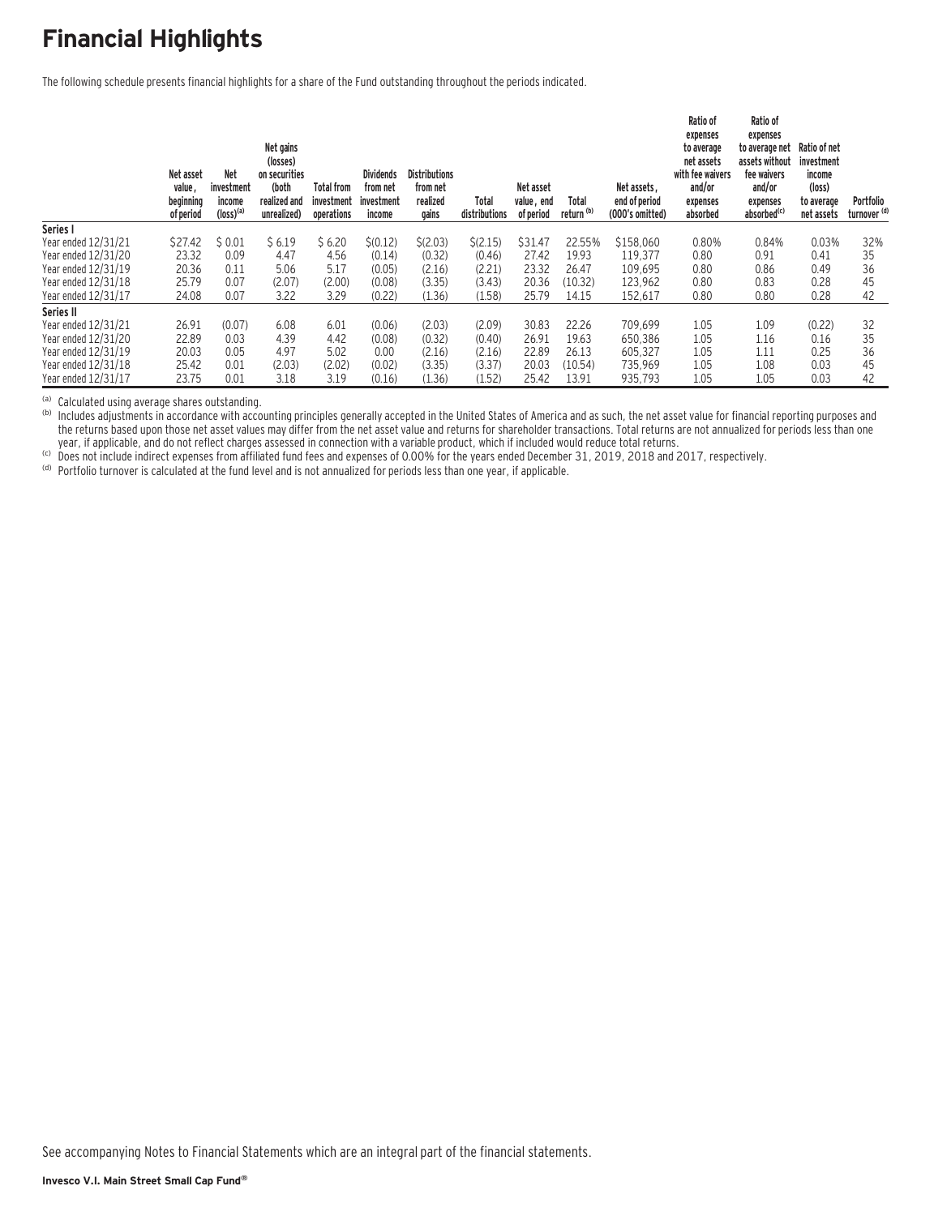# Financial Highlights

The following schedule presents financial highlights for a share of the Fund outstanding throughout the periods indicated.

| | Net asset value, beginning of period | Net investment income (loss)[a] | Net gains (losses) on securities (both realized and unrealized) | Total from investment operations | Dividends from net investment income | Distributions from net realized gains | Total distributions | Net asset value, end of period | Total return[b] | Net assets, end of period (000's omitted) | Ratio of expenses to average net assets with fee waivers and/or expenses absorbed | Ratio of expenses to average net assets without fee waivers and/or expenses absorbed[c] | Ratio of net investment income (loss) to average net assets | Portfolio turnover[d] |
|---|---|---|---|---|---|---|---|---|---|---|---|---|---|---|
| **Series I** | | | | | | | | | | | | | | |
| Year ended 12/31/21 | $27.42 | $ 0.01 | $ 6.19 | $ 6.20 | $(0.12) | $(2.03) | $(2.15) | $31.47 | 22.55% | $158,060 | 0.80% | 0.84% | 0.03% | 32% |
| Year ended 12/31/20 | 23.32 | 0.09 | 4.47 | 4.56 | (0.14) | (0.32) | (0.46) | 27.42 | 19.93 | 119,377 | 0.80 | 0.91 | 0.41 | 35 |
| Year ended 12/31/19 | 20.36 | 0.11 | 5.06 | 5.17 | (0.05) | (2.16) | (2.21) | 23.32 | 26.47 | 109,695 | 0.80 | 0.86 | 0.49 | 36 |
| Year ended 12/31/18 | 25.79 | 0.07 | (2.07) | (2.00) | (0.08) | (3.35) | (3.43) | 20.36 | (10.32) | 123,962 | 0.80 | 0.83 | 0.28 | 45 |
| Year ended 12/31/17 | 24.08 | 0.07 | 3.22 | 3.29 | (0.22) | (1.36) | (1.58) | 25.79 | 14.15 | 152,617 | 0.80 | 0.80 | 0.28 | 42 |
| **Series II** | | | | | | | | | | | | | | |
| Year ended 12/31/21 | 26.91 | (0.07) | 6.08 | 6.01 | (0.06) | (2.03) | (2.09) | 30.83 | 22.26 | 709,699 | 1.05 | 1.09 | (0.22) | 32 |
| Year ended 12/31/20 | 22.89 | 0.03 | 4.39 | 4.42 | (0.08) | (0.32) | (0.40) | 26.91 | 19.63 | 650,386 | 1.05 | 1.16 | 0.16 | 35 |
| Year ended 12/31/19 | 20.03 | 0.05 | 4.97 | 5.02 | 0.00 | (2.16) | (2.16) | 22.89 | 26.13 | 605,327 | 1.05 | 1.11 | 0.25 | 36 |
| Year ended 12/31/18 | 25.42 | 0.01 | (2.03) | (2.02) | (0.02) | (3.35) | (3.37) | 20.03 | (10.54) | 735,969 | 1.05 | 1.08 | 0.03 | 45 |
| Year ended 12/31/17 | 23.75 | 0.01 | 3.18 | 3.19 | (0.16) | (1.36) | (1.52) | 25.42 | 13.91 | 935,793 | 1.05 | 1.05 | 0.03 | 42 |

[a] Calculated using average shares outstanding.

[b] Includes adjustments in accordance with accounting principles generally accepted in the United States of America and as such, the net asset value for financial reporting purposes and the returns based upon those net asset values may differ from the net asset value and returns for shareholder transactions. Total returns are not annualized for periods less than one year, if applicable, and do not reflect charges assessed in connection with a variable product, which if included would reduce total returns.

[c] Does not include indirect expenses from affiliated fund fees and expenses of 0.00% for the years ended December 31, 2019, 2018 and 2017, respectively.

[d] Portfolio turnover is calculated at the fund level and is not annualized for periods less than one year, if applicable.

See accompanying Notes to Financial Statements which are an integral part of the financial statements.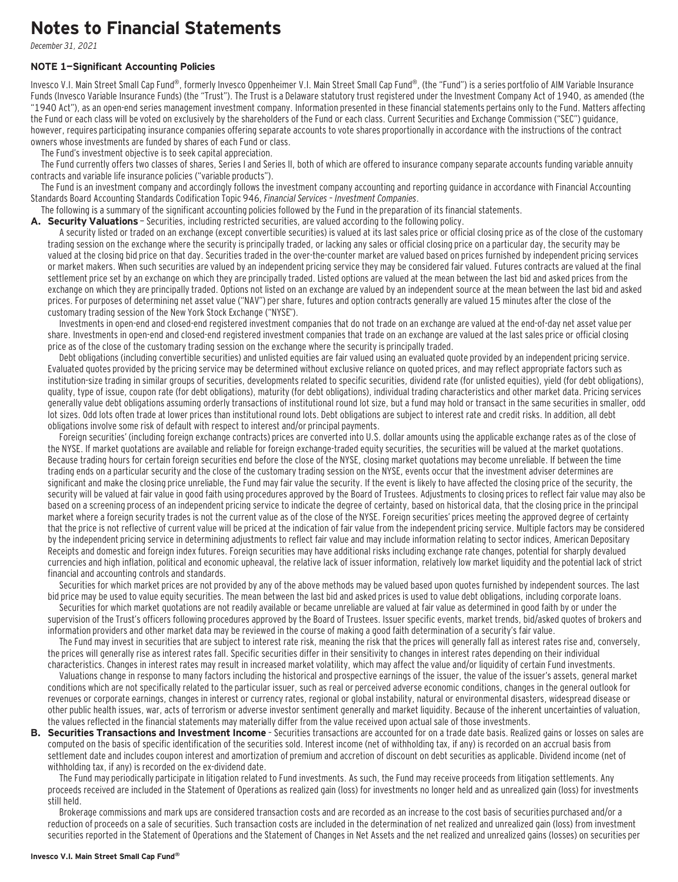# Notes to Financial Statements

*December 31, 2021*

### NOTE 1—Significant Accounting Policies

Invesco V.I. Main Street Small Cap Fund®, formerly Invesco Oppenheimer V.I. Main Street Small Cap Fund®, (the "Fund") is a series portfolio of AIM Variable Insurance Funds (Invesco Variable Insurance Funds) (the "Trust"). The Trust is a Delaware statutory trust registered under the Investment Company Act of 1940, as amended (the "1940 Act"), as an open-end series management investment company. Information presented in these financial statements pertains only to the Fund. Matters affecting the Fund or each class will be voted on exclusively by the shareholders of the Fund or each class. Current Securities and Exchange Commission ("SEC") guidance, however, requires participating insurance companies offering separate accounts to vote shares proportionally in accordance with the instructions of the contract owners whose investments are funded by shares of each Fund or class.

The Fund's investment objective is to seek capital appreciation.

The Fund currently offers two classes of shares, Series I and Series II, both of which are offered to insurance company separate accounts funding variable annuity contracts and variable life insurance policies ("variable products").

The Fund is an investment company and accordingly follows the investment company accounting and reporting guidance in accordance with Financial Accounting Standards Board Accounting Standards Codification Topic 946, *Financial Services – Investment Companies*.

The following is a summary of the significant accounting policies followed by the Fund in the preparation of its financial statements.

**A. Security Valuations** – Securities, including restricted securities, are valued according to the following policy.

A security listed or traded on an exchange (except convertible securities) is valued at its last sales price or official closing price as of the close of the customary trading session on the exchange where the security is principally traded, or lacking any sales or official closing price on a particular day, the security may be valued at the closing bid price on that day. Securities traded in the over-the-counter market are valued based on prices furnished by independent pricing services or market makers. When such securities are valued by an independent pricing service they may be considered fair valued. Futures contracts are valued at the final settlement price set by an exchange on which they are principally traded. Listed options are valued at the mean between the last bid and asked prices from the exchange on which they are principally traded. Options not listed on an exchange are valued by an independent source at the mean between the last bid and asked prices. For purposes of determining net asset value ("NAV") per share, futures and option contracts generally are valued 15 minutes after the close of the customary trading session of the New York Stock Exchange ("NYSE").

Investments in open-end and closed-end registered investment companies that do not trade on an exchange are valued at the end-of-day net asset value per share. Investments in open-end and closed-end registered investment companies that trade on an exchange are valued at the last sales price or official closing price as of the close of the customary trading session on the exchange where the security is principally traded.

Debt obligations (including convertible securities) and unlisted equities are fair valued using an evaluated quote provided by an independent pricing service. Evaluated quotes provided by the pricing service may be determined without exclusive reliance on quoted prices, and may reflect appropriate factors such as institution-size trading in similar groups of securities, developments related to specific securities, dividend rate (for unlisted equities), yield (for debt obligations), quality, type of issue, coupon rate (for debt obligations), maturity (for debt obligations), individual trading characteristics and other market data. Pricing services generally value debt obligations assuming orderly transactions of institutional round lot size, but a fund may hold or transact in the same securities in smaller, odd lot sizes. Odd lots often trade at lower prices than institutional round lots. Debt obligations are subject to interest rate and credit risks. In addition, all debt obligations involve some risk of default with respect to interest and/or principal payments.

Foreign securities' (including foreign exchange contracts) prices are converted into U.S. dollar amounts using the applicable exchange rates as of the close of the NYSE. If market quotations are available and reliable for foreign exchange-traded equity securities, the securities will be valued at the market quotations. Because trading hours for certain foreign securities end before the close of the NYSE, closing market quotations may become unreliable. If between the time trading ends on a particular security and the close of the customary trading session on the NYSE, events occur that the investment adviser determines are significant and make the closing price unreliable, the Fund may fair value the security. If the event is likely to have affected the closing price of the security, the security will be valued at fair value in good faith using procedures approved by the Board of Trustees. Adjustments to closing prices to reflect fair value may also be based on a screening process of an independent pricing service to indicate the degree of certainty, based on historical data, that the closing price in the principal market where a foreign security trades is not the current value as of the close of the NYSE. Foreign securities' prices meeting the approved degree of certainty that the price is not reflective of current value will be priced at the indication of fair value from the independent pricing service. Multiple factors may be considered by the independent pricing service in determining adjustments to reflect fair value and may include information relating to sector indices, American Depositary Receipts and domestic and foreign index futures. Foreign securities may have additional risks including exchange rate changes, potential for sharply devalued currencies and high inflation, political and economic upheaval, the relative lack of issuer information, relatively low market liquidity and the potential lack of strict financial and accounting controls and standards.

Securities for which market prices are not provided by any of the above methods may be valued based upon quotes furnished by independent sources. The last bid price may be used to value equity securities. The mean between the last bid and asked prices is used to value debt obligations, including corporate loans.

Securities for which market quotations are not readily available or became unreliable are valued at fair value as determined in good faith by or under the supervision of the Trust's officers following procedures approved by the Board of Trustees. Issuer specific events, market trends, bid/asked quotes of brokers and information providers and other market data may be reviewed in the course of making a good faith determination of a security's fair value.

The Fund may invest in securities that are subject to interest rate risk, meaning the risk that the prices will generally fall as interest rates rise and, conversely, the prices will generally rise as interest rates fall. Specific securities differ in their sensitivity to changes in interest rates depending on their individual characteristics. Changes in interest rates may result in increased market volatility, which may affect the value and/or liquidity of certain Fund investments.

Valuations change in response to many factors including the historical and prospective earnings of the issuer, the value of the issuer's assets, general market conditions which are not specifically related to the particular issuer, such as real or perceived adverse economic conditions, changes in the general outlook for revenues or corporate earnings, changes in interest or currency rates, regional or global instability, natural or environmental disasters, widespread disease or other public health issues, war, acts of terrorism or adverse investor sentiment generally and market liquidity. Because of the inherent uncertainties of valuation, the values reflected in the financial statements may materially differ from the value received upon actual sale of those investments.

**B. Securities Transactions and Investment Income** – Securities transactions are accounted for on a trade date basis. Realized gains or losses on sales are computed on the basis of specific identification of the securities sold. Interest income (net of withholding tax, if any) is recorded on an accrual basis from settlement date and includes coupon interest and amortization of premium and accretion of discount on debt securities as applicable. Dividend income (net of withholding tax, if any) is recorded on the ex-dividend date.

The Fund may periodically participate in litigation related to Fund investments. As such, the Fund may receive proceeds from litigation settlements. Any proceeds received are included in the Statement of Operations as realized gain (loss) for investments no longer held and as unrealized gain (loss) for investments still held.

Brokerage commissions and mark ups are considered transaction costs and are recorded as an increase to the cost basis of securities purchased and/or a reduction of proceeds on a sale of securities. Such transaction costs are included in the determination of net realized and unrealized gain (loss) from investment securities reported in the Statement of Operations and the Statement of Changes in Net Assets and the net realized and unrealized gains (losses) on securities per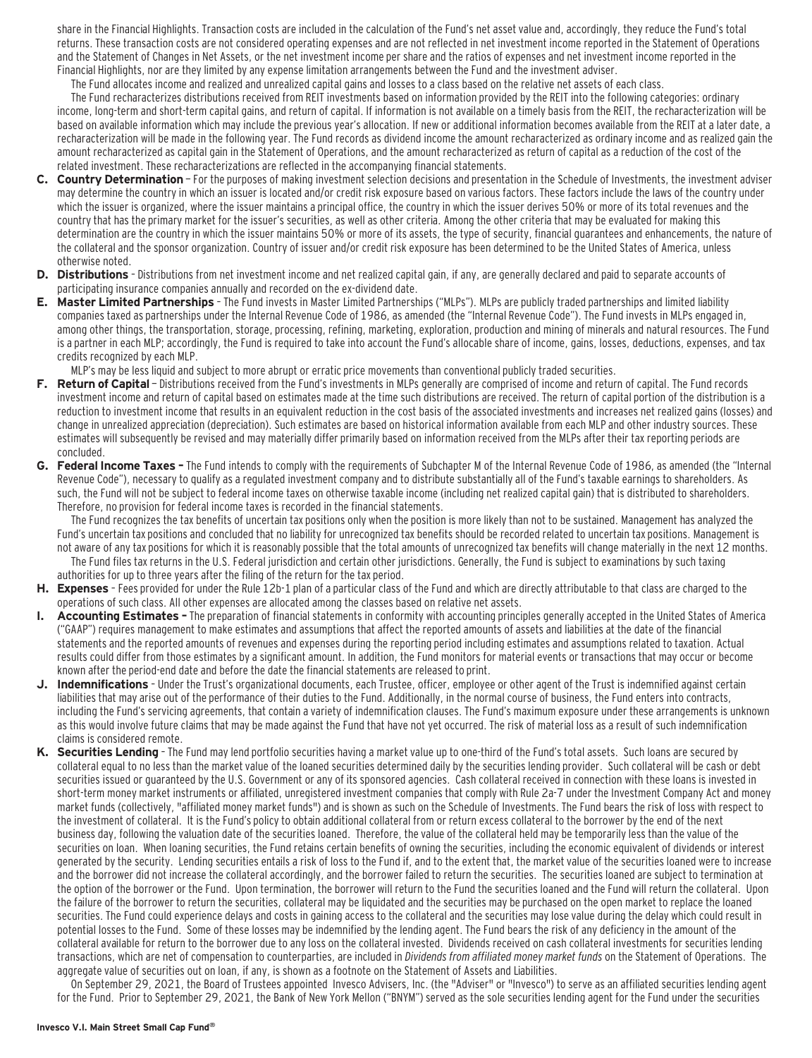share in the Financial Highlights. Transaction costs are included in the calculation of the Fund's net asset value and, accordingly, they reduce the Fund's total returns. These transaction costs are not considered operating expenses and are not reflected in net investment income reported in the Statement of Operations and the Statement of Changes in Net Assets, or the net investment income per share and the ratios of expenses and net investment income reported in the Financial Highlights, nor are they limited by any expense limitation arrangements between the Fund and the investment adviser.

The Fund allocates income and realized and unrealized capital gains and losses to a class based on the relative net assets of each class.

The Fund recharacterizes distributions received from REIT investments based on information provided by the REIT into the following categories: ordinary income, long-term and short-term capital gains, and return of capital. If information is not available on a timely basis from the REIT, the recharacterization will be based on available information which may include the previous year's allocation. If new or additional information becomes available from the REIT at a later date, a recharacterization will be made in the following year. The Fund records as dividend income the amount recharacterized as ordinary income and as realized gain the amount recharacterized as capital gain in the Statement of Operations, and the amount recharacterized as return of capital as a reduction of the cost of the related investment. These recharacterizations are reflected in the accompanying financial statements.

**C. Country Determination** – For the purposes of making investment selection decisions and presentation in the Schedule of Investments, the investment adviser may determine the country in which an issuer is located and/or credit risk exposure based on various factors. These factors include the laws of the country under which the issuer is organized, where the issuer maintains a principal office, the country in which the issuer derives 50% or more of its total revenues and the country that has the primary market for the issuer's securities, as well as other criteria. Among the other criteria that may be evaluated for making this determination are the country in which the issuer maintains 50% or more of its assets, the type of security, financial guarantees and enhancements, the nature of the collateral and the sponsor organization. Country of issuer and/or credit risk exposure has been determined to be the United States of America, unless otherwise noted.

**D. Distributions** – Distributions from net investment income and net realized capital gain, if any, are generally declared and paid to separate accounts of participating insurance companies annually and recorded on the ex-dividend date.

**E. Master Limited Partnerships** – The Fund invests in Master Limited Partnerships ("MLPs"). MLPs are publicly traded partnerships and limited liability companies taxed as partnerships under the Internal Revenue Code of 1986, as amended (the "Internal Revenue Code"). The Fund invests in MLPs engaged in, among other things, the transportation, storage, processing, refining, marketing, exploration, production and mining of minerals and natural resources. The Fund is a partner in each MLP; accordingly, the Fund is required to take into account the Fund's allocable share of income, gains, losses, deductions, expenses, and tax credits recognized by each MLP.

MLP's may be less liquid and subject to more abrupt or erratic price movements than conventional publicly traded securities.

**F. Return of Capital** – Distributions received from the Fund's investments in MLPs generally are comprised of income and return of capital. The Fund records investment income and return of capital based on estimates made at the time such distributions are received. The return of capital portion of the distribution is a reduction to investment income that results in an equivalent reduction in the cost basis of the associated investments and increases net realized gains (losses) and change in unrealized appreciation (depreciation). Such estimates are based on historical information available from each MLP and other industry sources. These estimates will subsequently be revised and may materially differ primarily based on information received from the MLPs after their tax reporting periods are concluded.

**G. Federal Income Taxes –** The Fund intends to comply with the requirements of Subchapter M of the Internal Revenue Code of 1986, as amended (the "Internal Revenue Code"), necessary to qualify as a regulated investment company and to distribute substantially all of the Fund's taxable earnings to shareholders. As such, the Fund will not be subject to federal income taxes on otherwise taxable income (including net realized capital gain) that is distributed to shareholders. Therefore, no provision for federal income taxes is recorded in the financial statements.

The Fund recognizes the tax benefits of uncertain tax positions only when the position is more likely than not to be sustained. Management has analyzed the Fund's uncertain tax positions and concluded that no liability for unrecognized tax benefits should be recorded related to uncertain tax positions. Management is not aware of any tax positions for which it is reasonably possible that the total amounts of unrecognized tax benefits will change materially in the next 12 months.

The Fund files tax returns in the U.S. Federal jurisdiction and certain other jurisdictions. Generally, the Fund is subject to examinations by such taxing authorities for up to three years after the filing of the return for the tax period.

**H. Expenses** – Fees provided for under the Rule 12b-1 plan of a particular class of the Fund and which are directly attributable to that class are charged to the operations of such class. All other expenses are allocated among the classes based on relative net assets.

**I. Accounting Estimates –** The preparation of financial statements in conformity with accounting principles generally accepted in the United States of America ("GAAP") requires management to make estimates and assumptions that affect the reported amounts of assets and liabilities at the date of the financial statements and the reported amounts of revenues and expenses during the reporting period including estimates and assumptions related to taxation. Actual results could differ from those estimates by a significant amount. In addition, the Fund monitors for material events or transactions that may occur or become known after the period-end date and before the date the financial statements are released to print.

**J. Indemnifications** – Under the Trust's organizational documents, each Trustee, officer, employee or other agent of the Trust is indemnified against certain liabilities that may arise out of the performance of their duties to the Fund. Additionally, in the normal course of business, the Fund enters into contracts, including the Fund's servicing agreements, that contain a variety of indemnification clauses. The Fund's maximum exposure under these arrangements is unknown as this would involve future claims that may be made against the Fund that have not yet occurred. The risk of material loss as a result of such indemnification claims is considered remote.

**K. Securities Lending** – The Fund may lend portfolio securities having a market value up to one-third of the Fund's total assets. Such loans are secured by collateral equal to no less than the market value of the loaned securities determined daily by the securities lending provider. Such collateral will be cash or debt securities issued or guaranteed by the U.S. Government or any of its sponsored agencies. Cash collateral received in connection with these loans is invested in short-term money market instruments or affiliated, unregistered investment companies that comply with Rule 2a-7 under the Investment Company Act and money market funds (collectively, "affiliated money market funds") and is shown as such on the Schedule of Investments. The Fund bears the risk of loss with respect to the investment of collateral. It is the Fund's policy to obtain additional collateral from or return excess collateral to the borrower by the end of the next business day, following the valuation date of the securities loaned. Therefore, the value of the collateral held may be temporarily less than the value of the securities on loan. When loaning securities, the Fund retains certain benefits of owning the securities, including the economic equivalent of dividends or interest generated by the security. Lending securities entails a risk of loss to the Fund if, and to the extent that, the market value of the securities loaned were to increase and the borrower did not increase the collateral accordingly, and the borrower failed to return the securities. The securities loaned are subject to termination at the option of the borrower or the Fund. Upon termination, the borrower will return to the Fund the securities loaned and the Fund will return the collateral. Upon the failure of the borrower to return the securities, collateral may be liquidated and the securities may be purchased on the open market to replace the loaned securities. The Fund could experience delays and costs in gaining access to the collateral and the securities may lose value during the delay which could result in potential losses to the Fund. Some of these losses may be indemnified by the lending agent. The Fund bears the risk of any deficiency in the amount of the collateral available for return to the borrower due to any loss on the collateral invested. Dividends received on cash collateral investments for securities lending transactions, which are net of compensation to counterparties, are included in *Dividends from affiliated money market funds* on the Statement of Operations. The aggregate value of securities out on loan, if any, is shown as a footnote on the Statement of Assets and Liabilities.

On September 29, 2021, the Board of Trustees appointed Invesco Advisers, Inc. (the "Adviser" or "Invesco") to serve as an affiliated securities lending agent for the Fund. Prior to September 29, 2021, the Bank of New York Mellon ("BNYM") served as the sole securities lending agent for the Fund under the securities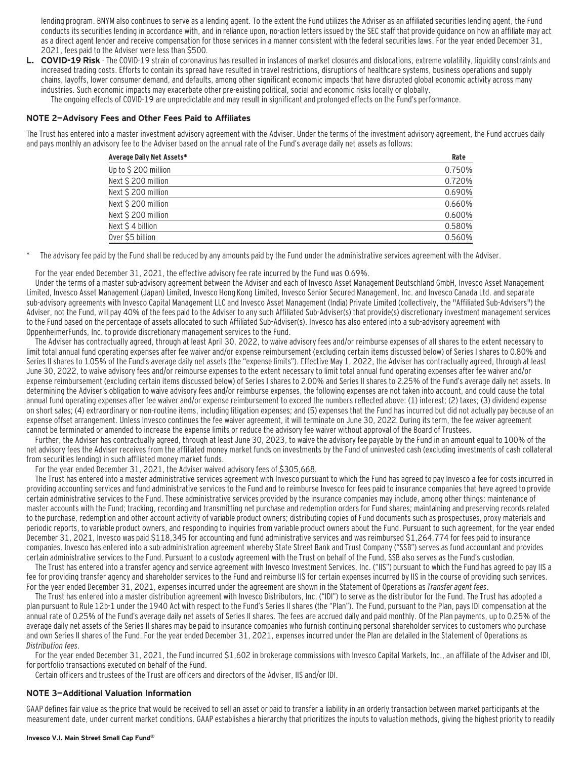lending program. BNYM also continues to serve as a lending agent. To the extent the Fund utilizes the Adviser as an affiliated securities lending agent, the Fund conducts its securities lending in accordance with, and in reliance upon, no-action letters issued by the SEC staff that provide guidance on how an affiliate may act as a direct agent lender and receive compensation for those services in a manner consistent with the federal securities laws. For the year ended December 31, 2021, fees paid to the Adviser were less than $500.

**L. COVID-19 Risk** - The COVID-19 strain of coronavirus has resulted in instances of market closures and dislocations, extreme volatility, liquidity constraints and increased trading costs. Efforts to contain its spread have resulted in travel restrictions, disruptions of healthcare systems, business operations and supply chains, layoffs, lower consumer demand, and defaults, among other significant economic impacts that have disrupted global economic activity across many industries. Such economic impacts may exacerbate other pre-existing political, social and economic risks locally or globally.

The ongoing effects of COVID-19 are unpredictable and may result in significant and prolonged effects on the Fund's performance.

### NOTE 2—Advisory Fees and Other Fees Paid to Affiliates

The Trust has entered into a master investment advisory agreement with the Adviser. Under the terms of the investment advisory agreement, the Fund accrues daily and pays monthly an advisory fee to the Adviser based on the annual rate of the Fund's average daily net assets as follows:

| Average Daily Net Assets* | Rate |
|---|---|
| Up to $ 200 million | 0.750% |
| Next $ 200 million | 0.720% |
| Next $ 200 million | 0.690% |
| Next $ 200 million | 0.660% |
| Next $ 200 million | 0.600% |
| Next $ 4 billion | 0.580% |
| Over $5 billion | 0.560% |

\* The advisory fee paid by the Fund shall be reduced by any amounts paid by the Fund under the administrative services agreement with the Adviser.

For the year ended December 31, 2021, the effective advisory fee rate incurred by the Fund was 0.69%.

Under the terms of a master sub-advisory agreement between the Adviser and each of Invesco Asset Management Deutschland GmbH, Invesco Asset Management Limited, Invesco Asset Management (Japan) Limited, Invesco Hong Kong Limited, Invesco Senior Secured Management, Inc. and Invesco Canada Ltd. and separate sub-advisory agreements with Invesco Capital Management LLC and Invesco Asset Management (India) Private Limited (collectively, the "Affiliated Sub-Advisers") the Adviser, not the Fund, will pay 40% of the fees paid to the Adviser to any such Affiliated Sub-Adviser(s) that provide(s) discretionary investment management services to the Fund based on the percentage of assets allocated to such Affiliated Sub-Adviser(s). Invesco has also entered into a sub-advisory agreement with OppenheimerFunds, Inc. to provide discretionary management services to the Fund.

The Adviser has contractually agreed, through at least April 30, 2022, to waive advisory fees and/or reimburse expenses of all shares to the extent necessary to limit total annual fund operating expenses after fee waiver and/or expense reimbursement (excluding certain items discussed below) of Series I shares to 0.80% and Series II shares to 1.05% of the Fund's average daily net assets (the "expense limits"). Effective May 1, 2022, the Adviser has contractually agreed, through at least June 30, 2022, to waive advisory fees and/or reimburse expenses to the extent necessary to limit total annual fund operating expenses after fee waiver and/or expense reimbursement (excluding certain items discussed below) of Series I shares to 2.00% and Series II shares to 2.25% of the Fund's average daily net assets. In determining the Adviser's obligation to waive advisory fees and/or reimburse expenses, the following expenses are not taken into account, and could cause the total annual fund operating expenses after fee waiver and/or expense reimbursement to exceed the numbers reflected above: (1) interest; (2) taxes; (3) dividend expense on short sales; (4) extraordinary or non-routine items, including litigation expenses; and (5) expenses that the Fund has incurred but did not actually pay because of an expense offset arrangement. Unless Invesco continues the fee waiver agreement, it will terminate on June 30, 2022. During its term, the fee waiver agreement cannot be terminated or amended to increase the expense limits or reduce the advisory fee waiver without approval of the Board of Trustees.

Further, the Adviser has contractually agreed, through at least June 30, 2023, to waive the advisory fee payable by the Fund in an amount equal to 100% of the net advisory fees the Adviser receives from the affiliated money market funds on investments by the Fund of uninvested cash (excluding investments of cash collateral from securities lending) in such affiliated money market funds.

For the year ended December 31, 2021, the Adviser waived advisory fees of $305,668.

The Trust has entered into a master administrative services agreement with Invesco pursuant to which the Fund has agreed to pay Invesco a fee for costs incurred in providing accounting services and fund administrative services to the Fund and to reimburse Invesco for fees paid to insurance companies that have agreed to provide certain administrative services to the Fund. These administrative services provided by the insurance companies may include, among other things: maintenance of master accounts with the Fund; tracking, recording and transmitting net purchase and redemption orders for Fund shares; maintaining and preserving records related to the purchase, redemption and other account activity of variable product owners; distributing copies of Fund documents such as prospectuses, proxy materials and periodic reports, to variable product owners, and responding to inquiries from variable product owners about the Fund. Pursuant to such agreement, for the year ended December 31, 2021, Invesco was paid $118,345 for accounting and fund administrative services and was reimbursed $1,264,774 for fees paid to insurance companies. Invesco has entered into a sub-administration agreement whereby State Street Bank and Trust Company ("SSB") serves as fund accountant and provides certain administrative services to the Fund. Pursuant to a custody agreement with the Trust on behalf of the Fund, SSB also serves as the Fund's custodian.

The Trust has entered into a transfer agency and service agreement with Invesco Investment Services, Inc. ("IIS") pursuant to which the Fund has agreed to pay IIS a fee for providing transfer agency and shareholder services to the Fund and reimburse IIS for certain expenses incurred by IIS in the course of providing such services. For the year ended December 31, 2021, expenses incurred under the agreement are shown in the Statement of Operations as *Transfer agent fees*.

The Trust has entered into a master distribution agreement with Invesco Distributors, Inc. ("IDI") to serve as the distributor for the Fund. The Trust has adopted a plan pursuant to Rule 12b-1 under the 1940 Act with respect to the Fund's Series II shares (the "Plan"). The Fund, pursuant to the Plan, pays IDI compensation at the annual rate of 0.25% of the Fund's average daily net assets of Series II shares. The fees are accrued daily and paid monthly. Of the Plan payments, up to 0.25% of the average daily net assets of the Series II shares may be paid to insurance companies who furnish continuing personal shareholder services to customers who purchase and own Series II shares of the Fund. For the year ended December 31, 2021, expenses incurred under the Plan are detailed in the Statement of Operations as *Distribution fees*.

For the year ended December 31, 2021, the Fund incurred $1,602 in brokerage commissions with Invesco Capital Markets, Inc., an affiliate of the Adviser and IDI, for portfolio transactions executed on behalf of the Fund.

Certain officers and trustees of the Trust are officers and directors of the Adviser, IIS and/or IDI.

### NOTE 3—Additional Valuation Information

GAAP defines fair value as the price that would be received to sell an asset or paid to transfer a liability in an orderly transaction between market participants at the measurement date, under current market conditions. GAAP establishes a hierarchy that prioritizes the inputs to valuation methods, giving the highest priority to readily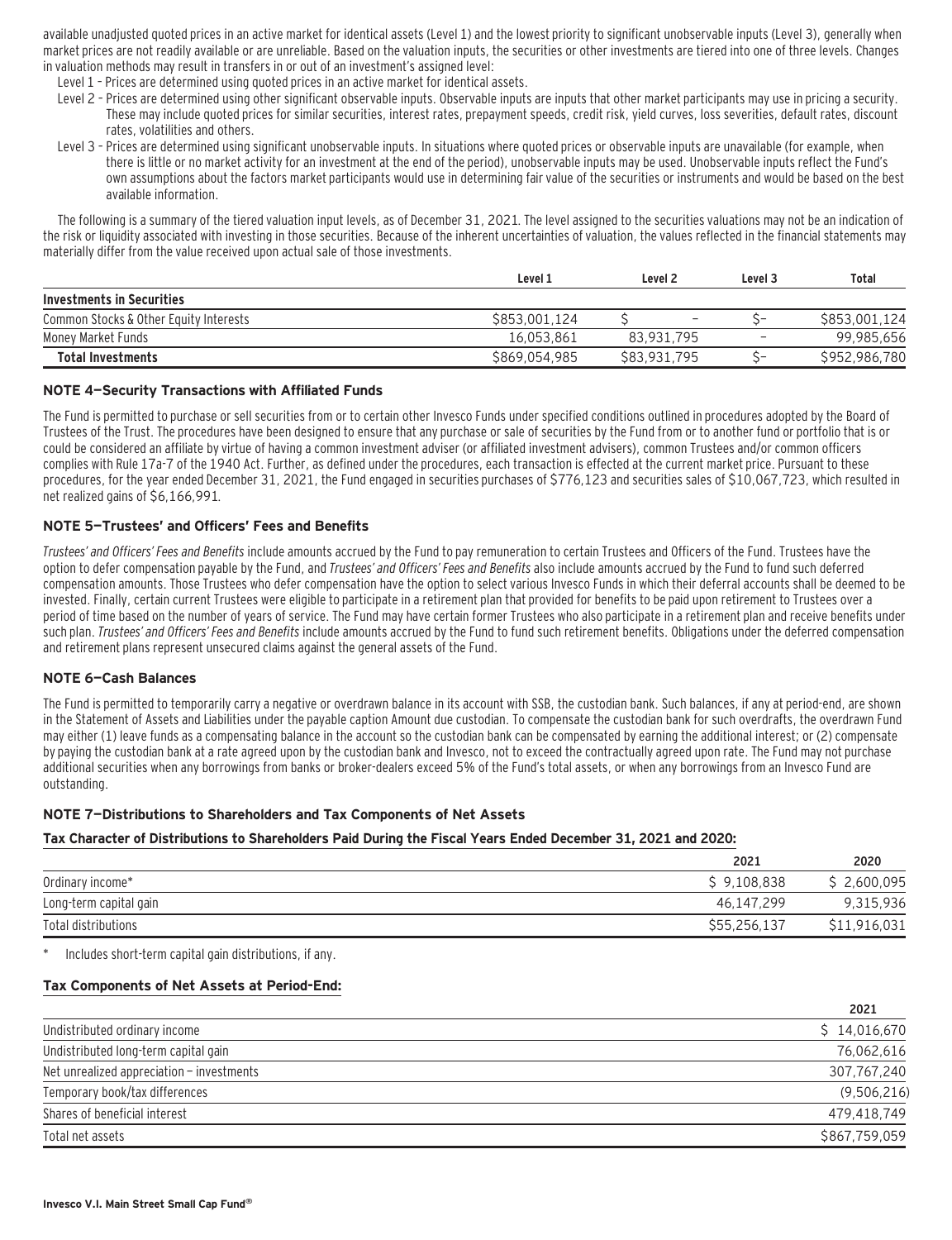available unadjusted quoted prices in an active market for identical assets (Level 1) and the lowest priority to significant unobservable inputs (Level 3), generally when market prices are not readily available or are unreliable. Based on the valuation inputs, the securities or other investments are tiered into one of three levels. Changes in valuation methods may result in transfers in or out of an investment's assigned level:

Level 1 – Prices are determined using quoted prices in an active market for identical assets.

Level 2 – Prices are determined using other significant observable inputs. Observable inputs are inputs that other market participants may use in pricing a security. These may include quoted prices for similar securities, interest rates, prepayment speeds, credit risk, yield curves, loss severities, default rates, discount rates, volatilities and others.

Level 3 – Prices are determined using significant unobservable inputs. In situations where quoted prices or observable inputs are unavailable (for example, when there is little or no market activity for an investment at the end of the period), unobservable inputs may be used. Unobservable inputs reflect the Fund's own assumptions about the factors market participants would use in determining fair value of the securities or instruments and would be based on the best available information.

The following is a summary of the tiered valuation input levels, as of December 31, 2021. The level assigned to the securities valuations may not be an indication of the risk or liquidity associated with investing in those securities. Because of the inherent uncertainties of valuation, the values reflected in the financial statements may materially differ from the value received upon actual sale of those investments.

| | Level 1 | Level 2 | Level 3 | Total |
|---|---|---|---|---|
| **Investments in Securities** | | | | |
| Common Stocks & Other Equity Interests | $853,001,124 | $ – | $– | $853,001,124 |
| Money Market Funds | 16,053,861 | 83,931,795 | – | 99,985,656 |
| **Total Investments** | $869,054,985 | $83,931,795 | $– | $952,986,780 |

### NOTE 4—Security Transactions with Affiliated Funds

The Fund is permitted to purchase or sell securities from or to certain other Invesco Funds under specified conditions outlined in procedures adopted by the Board of Trustees of the Trust. The procedures have been designed to ensure that any purchase or sale of securities by the Fund from or to another fund or portfolio that is or could be considered an affiliate by virtue of having a common investment adviser (or affiliated investment advisers), common Trustees and/or common officers complies with Rule 17a-7 of the 1940 Act. Further, as defined under the procedures, each transaction is effected at the current market price. Pursuant to these procedures, for the year ended December 31, 2021, the Fund engaged in securities purchases of $776,123 and securities sales of $10,067,723, which resulted in net realized gains of $6,166,991.

### NOTE 5—Trustees' and Officers' Fees and Benefits

*Trustees' and Officers' Fees and Benefits* include amounts accrued by the Fund to pay remuneration to certain Trustees and Officers of the Fund. Trustees have the option to defer compensation payable by the Fund, and *Trustees' and Officers' Fees and Benefits* also include amounts accrued by the Fund to fund such deferred compensation amounts. Those Trustees who defer compensation have the option to select various Invesco Funds in which their deferral accounts shall be deemed to be invested. Finally, certain current Trustees were eligible to participate in a retirement plan that provided for benefits to be paid upon retirement to Trustees over a period of time based on the number of years of service. The Fund may have certain former Trustees who also participate in a retirement plan and receive benefits under such plan. *Trustees' and Officers' Fees and Benefits* include amounts accrued by the Fund to fund such retirement benefits. Obligations under the deferred compensation and retirement plans represent unsecured claims against the general assets of the Fund.

### NOTE 6—Cash Balances

The Fund is permitted to temporarily carry a negative or overdrawn balance in its account with SSB, the custodian bank. Such balances, if any at period-end, are shown in the Statement of Assets and Liabilities under the payable caption Amount due custodian. To compensate the custodian bank for such overdrafts, the overdrawn Fund may either (1) leave funds as a compensating balance in the account so the custodian bank can be compensated by earning the additional interest; or (2) compensate by paying the custodian bank at a rate agreed upon by the custodian bank and Invesco, not to exceed the contractually agreed upon rate. The Fund may not purchase additional securities when any borrowings from banks or broker-dealers exceed 5% of the Fund's total assets, or when any borrowings from an Invesco Fund are outstanding.

### NOTE 7—Distributions to Shareholders and Tax Components of Net Assets

**Tax Character of Distributions to Shareholders Paid During the Fiscal Years Ended December 31, 2021 and 2020:**

| | 2021 | 2020 |
|---|---|---|
| Ordinary income* | $ 9,108,838 | $ 2,600,095 |
| Long-term capital gain | 46,147,299 | 9,315,936 |
| Total distributions | $55,256,137 | $11,916,031 |

\* Includes short-term capital gain distributions, if any.

**Tax Components of Net Assets at Period-End:**

| | 2021 |
|---|---|
| Undistributed ordinary income | $ 14,016,670 |
| Undistributed long-term capital gain | 76,062,616 |
| Net unrealized appreciation – investments | 307,767,240 |
| Temporary book/tax differences | (9,506,216) |
| Shares of beneficial interest | 479,418,749 |
| Total net assets | $867,759,059 |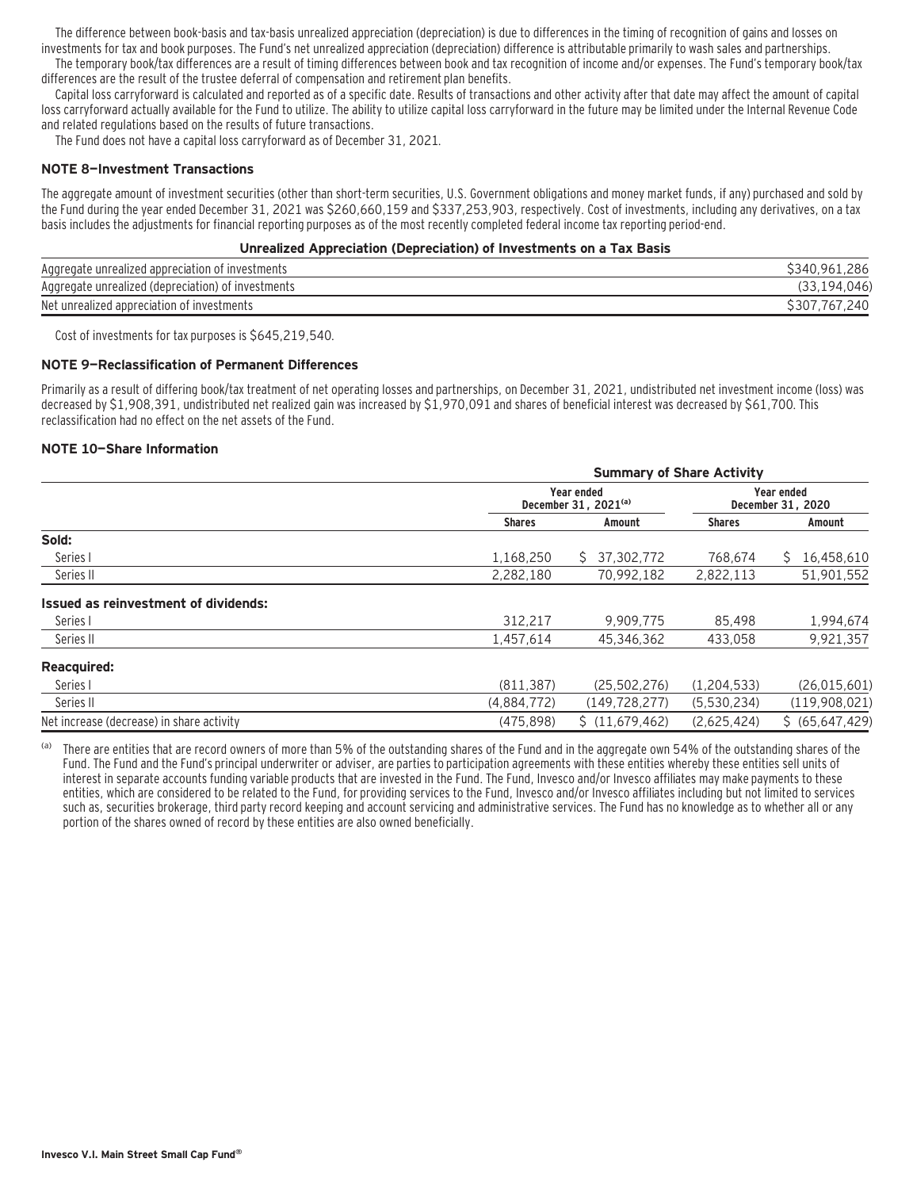The difference between book-basis and tax-basis unrealized appreciation (depreciation) is due to differences in the timing of recognition of gains and losses on investments for tax and book purposes. The Fund's net unrealized appreciation (depreciation) difference is attributable primarily to wash sales and partnerships.

The temporary book/tax differences are a result of timing differences between book and tax recognition of income and/or expenses. The Fund's temporary book/tax differences are the result of the trustee deferral of compensation and retirement plan benefits.

Capital loss carryforward is calculated and reported as of a specific date. Results of transactions and other activity after that date may affect the amount of capital loss carryforward actually available for the Fund to utilize. The ability to utilize capital loss carryforward in the future may be limited under the Internal Revenue Code and related regulations based on the results of future transactions.

The Fund does not have a capital loss carryforward as of December 31, 2021.

### NOTE 8—Investment Transactions

The aggregate amount of investment securities (other than short-term securities, U.S. Government obligations and money market funds, if any) purchased and sold by the Fund during the year ended December 31, 2021 was $260,660,159 and $337,253,903, respectively. Cost of investments, including any derivatives, on a tax basis includes the adjustments for financial reporting purposes as of the most recently completed federal income tax reporting period-end.

**Unrealized Appreciation (Depreciation) of Investments on a Tax Basis**

| | |
|---|---|
| Aggregate unrealized appreciation of investments | $340,961,286 |
| Aggregate unrealized (depreciation) of investments | (33,194,046) |
| Net unrealized appreciation of investments | $307,767,240 |

Cost of investments for tax purposes is $645,219,540.

### NOTE 9—Reclassification of Permanent Differences

Primarily as a result of differing book/tax treatment of net operating losses and partnerships, on December 31, 2021, undistributed net investment income (loss) was decreased by $1,908,391, undistributed net realized gain was increased by $1,970,091 and shares of beneficial interest was decreased by $61,700. This reclassification had no effect on the net assets of the Fund.

### NOTE 10—Share Information

| | Summary of Share Activity | | | |
|---|---|---|---|---|
| | Year ended December 31, 2021[(a)] | | Year ended December 31, 2020 | |
| | Shares | Amount | Shares | Amount |
| **Sold:** | | | | |
| Series I | 1,168,250 | $ 37,302,772 | 768,674 | $ 16,458,610 |
| Series II | 2,282,180 | 70,992,182 | 2,822,113 | 51,901,552 |
| **Issued as reinvestment of dividends:** | | | | |
| Series I | 312,217 | 9,909,775 | 85,498 | 1,994,674 |
| Series II | 1,457,614 | 45,346,362 | 433,058 | 9,921,357 |
| **Reacquired:** | | | | |
| Series I | (811,387) | (25,502,276) | (1,204,533) | (26,015,601) |
| Series II | (4,884,772) | (149,728,277) | (5,530,234) | (119,908,021) |
| Net increase (decrease) in share activity | (475,898) | $ (11,679,462) | (2,625,424) | $ (65,647,429) |

(a) There are entities that are record owners of more than 5% of the outstanding shares of the Fund and in the aggregate own 54% of the outstanding shares of the Fund. The Fund and the Fund's principal underwriter or adviser, are parties to participation agreements with these entities whereby these entities sell units of interest in separate accounts funding variable products that are invested in the Fund. The Fund, Invesco and/or Invesco affiliates may make payments to these entities, which are considered to be related to the Fund, for providing services to the Fund, Invesco and/or Invesco affiliates including but not limited to services such as, securities brokerage, third party record keeping and account servicing and administrative services. The Fund has no knowledge as to whether all or any portion of the shares owned of record by these entities are also owned beneficially.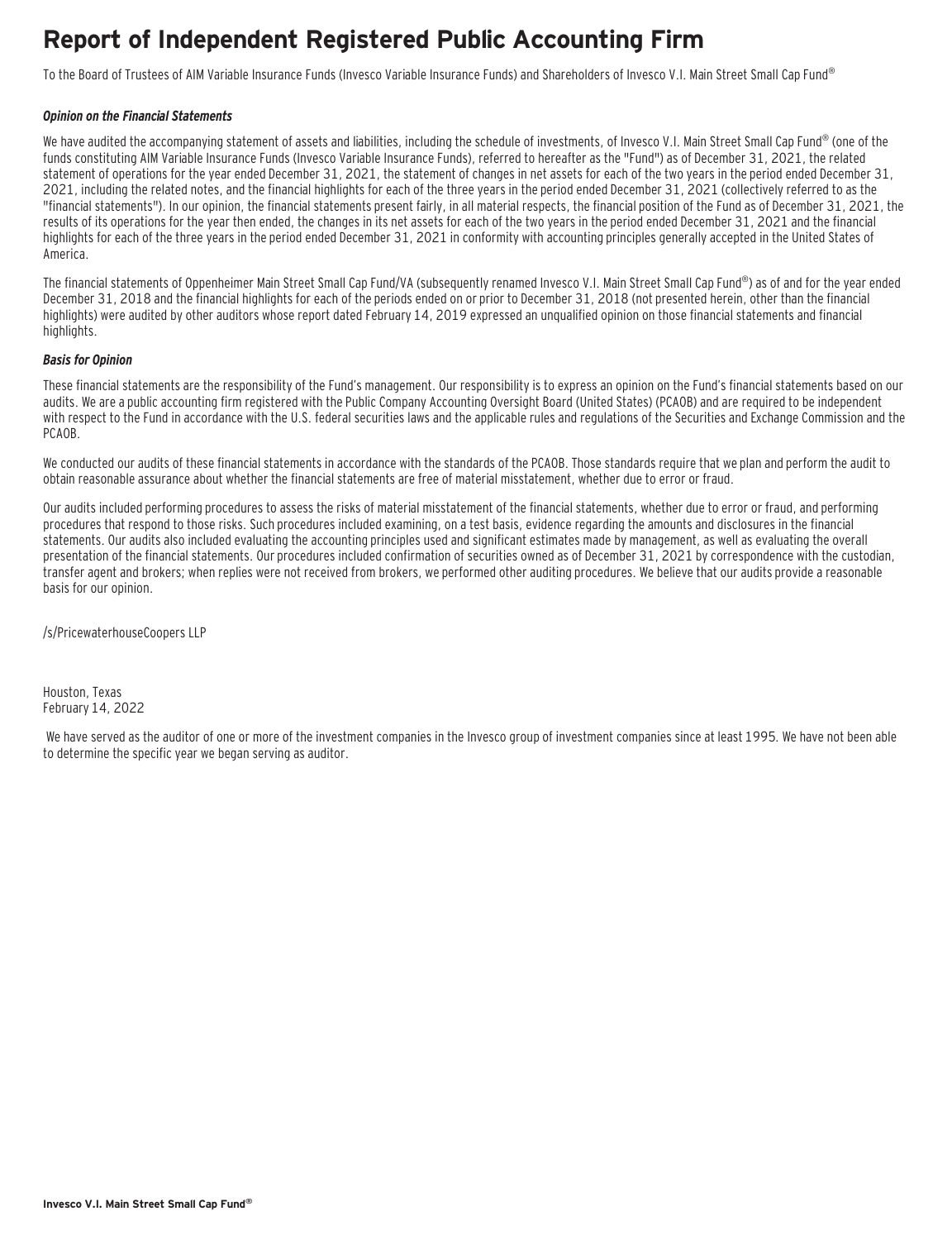# Report of Independent Registered Public Accounting Firm

To the Board of Trustees of AIM Variable Insurance Funds (Invesco Variable Insurance Funds) and Shareholders of Invesco V.I. Main Street Small Cap Fund®

***Opinion on the Financial Statements***

We have audited the accompanying statement of assets and liabilities, including the schedule of investments, of Invesco V.I. Main Street Small Cap Fund® (one of the funds constituting AIM Variable Insurance Funds (Invesco Variable Insurance Funds), referred to hereafter as the "Fund") as of December 31, 2021, the related statement of operations for the year ended December 31, 2021, the statement of changes in net assets for each of the two years in the period ended December 31, 2021, including the related notes, and the financial highlights for each of the three years in the period ended December 31, 2021 (collectively referred to as the "financial statements"). In our opinion, the financial statements present fairly, in all material respects, the financial position of the Fund as of December 31, 2021, the results of its operations for the year then ended, the changes in its net assets for each of the two years in the period ended December 31, 2021 and the financial highlights for each of the three years in the period ended December 31, 2021 in conformity with accounting principles generally accepted in the United States of America.

The financial statements of Oppenheimer Main Street Small Cap Fund/VA (subsequently renamed Invesco V.I. Main Street Small Cap Fund®) as of and for the year ended December 31, 2018 and the financial highlights for each of the periods ended on or prior to December 31, 2018 (not presented herein, other than the financial highlights) were audited by other auditors whose report dated February 14, 2019 expressed an unqualified opinion on those financial statements and financial highlights.

***Basis for Opinion***

These financial statements are the responsibility of the Fund's management. Our responsibility is to express an opinion on the Fund's financial statements based on our audits. We are a public accounting firm registered with the Public Company Accounting Oversight Board (United States) (PCAOB) and are required to be independent with respect to the Fund in accordance with the U.S. federal securities laws and the applicable rules and regulations of the Securities and Exchange Commission and the PCAOB.

We conducted our audits of these financial statements in accordance with the standards of the PCAOB. Those standards require that we plan and perform the audit to obtain reasonable assurance about whether the financial statements are free of material misstatement, whether due to error or fraud.

Our audits included performing procedures to assess the risks of material misstatement of the financial statements, whether due to error or fraud, and performing procedures that respond to those risks. Such procedures included examining, on a test basis, evidence regarding the amounts and disclosures in the financial statements. Our audits also included evaluating the accounting principles used and significant estimates made by management, as well as evaluating the overall presentation of the financial statements. Our procedures included confirmation of securities owned as of December 31, 2021 by correspondence with the custodian, transfer agent and brokers; when replies were not received from brokers, we performed other auditing procedures. We believe that our audits provide a reasonable basis for our opinion.

/s/PricewaterhouseCoopers LLP

Houston, Texas
February 14, 2022

We have served as the auditor of one or more of the investment companies in the Invesco group of investment companies since at least 1995. We have not been able to determine the specific year we began serving as auditor.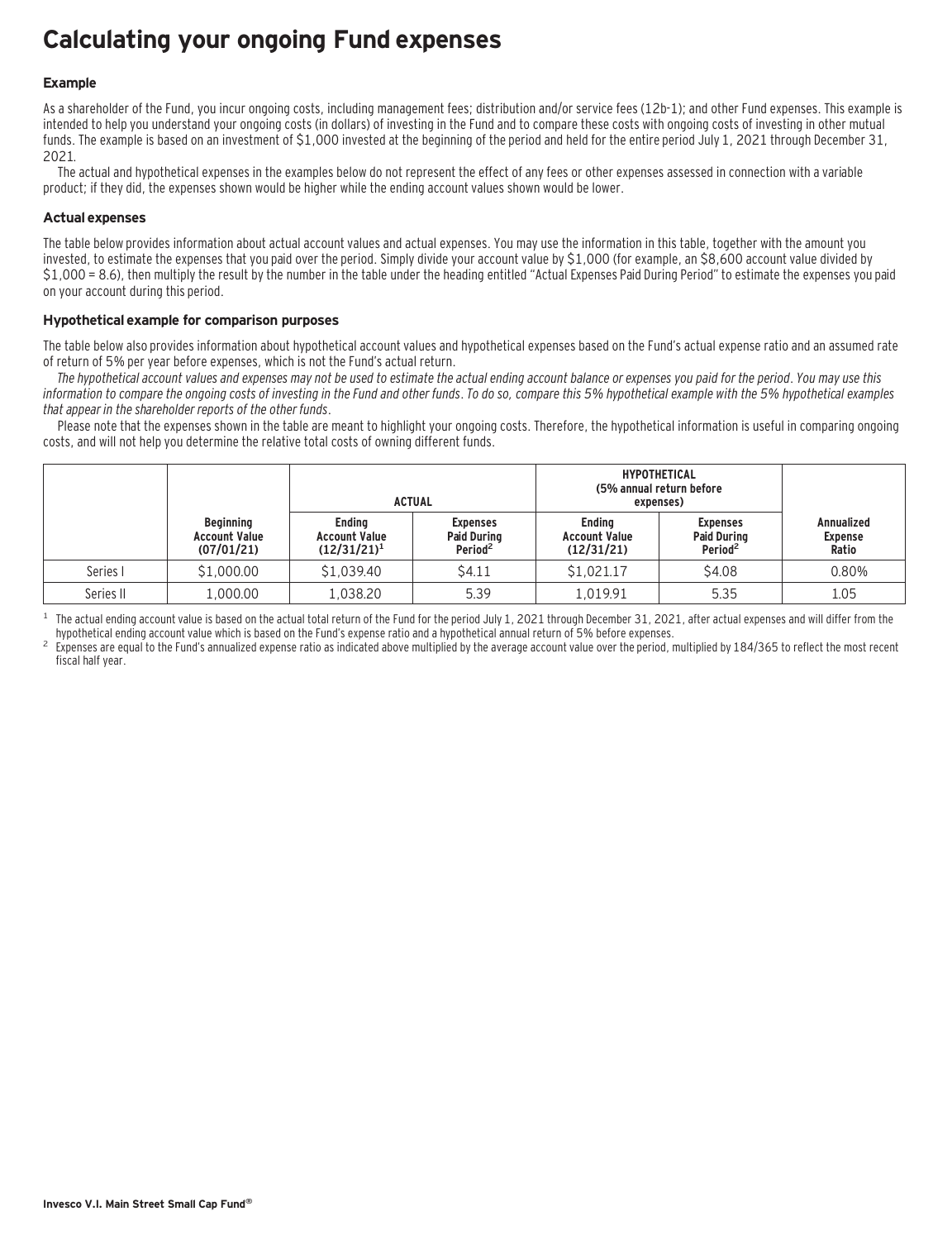# Calculating your ongoing Fund expenses

### Example

As a shareholder of the Fund, you incur ongoing costs, including management fees; distribution and/or service fees (12b-1); and other Fund expenses. This example is intended to help you understand your ongoing costs (in dollars) of investing in the Fund and to compare these costs with ongoing costs of investing in other mutual funds. The example is based on an investment of $1,000 invested at the beginning of the period and held for the entire period July 1, 2021 through December 31, 2021.

The actual and hypothetical expenses in the examples below do not represent the effect of any fees or other expenses assessed in connection with a variable product; if they did, the expenses shown would be higher while the ending account values shown would be lower.

### Actual expenses

The table below provides information about actual account values and actual expenses. You may use the information in this table, together with the amount you invested, to estimate the expenses that you paid over the period. Simply divide your account value by $1,000 (for example, an $8,600 account value divided by $1,000 = 8.6), then multiply the result by the number in the table under the heading entitled "Actual Expenses Paid During Period" to estimate the expenses you paid on your account during this period.

### Hypothetical example for comparison purposes

The table below also provides information about hypothetical account values and hypothetical expenses based on the Fund's actual expense ratio and an assumed rate of return of 5% per year before expenses, which is not the Fund's actual return.

*The hypothetical account values and expenses may not be used to estimate the actual ending account balance or expenses you paid for the period. You may use this information to compare the ongoing costs of investing in the Fund and other funds. To do so, compare this 5% hypothetical example with the 5% hypothetical examples that appear in the shareholder reports of the other funds.*

Please note that the expenses shown in the table are meant to highlight your ongoing costs. Therefore, the hypothetical information is useful in comparing ongoing costs, and will not help you determine the relative total costs of owning different funds.

| | | ACTUAL | | HYPOTHETICAL (5% annual return before expenses) | | |
|---|---|---|---|---|---|---|
| | Beginning Account Value (07/01/21) | Ending Account Value (12/31/21)[1] | Expenses Paid During Period[2] | Ending Account Value (12/31/21) | Expenses Paid During Period[2] | Annualized Expense Ratio |
| Series I | $1,000.00 | $1,039.40 | $4.11 | $1,021.17 | $4.08 | 0.80% |
| Series II | 1,000.00 | 1,038.20 | 5.39 | 1,019.91 | 5.35 | 1.05 |

[1] The actual ending account value is based on the actual total return of the Fund for the period July 1, 2021 through December 31, 2021, after actual expenses and will differ from the hypothetical ending account value which is based on the Fund's expense ratio and a hypothetical annual return of 5% before expenses.

[2] Expenses are equal to the Fund's annualized expense ratio as indicated above multiplied by the average account value over the period, multiplied by 184/365 to reflect the most recent fiscal half year.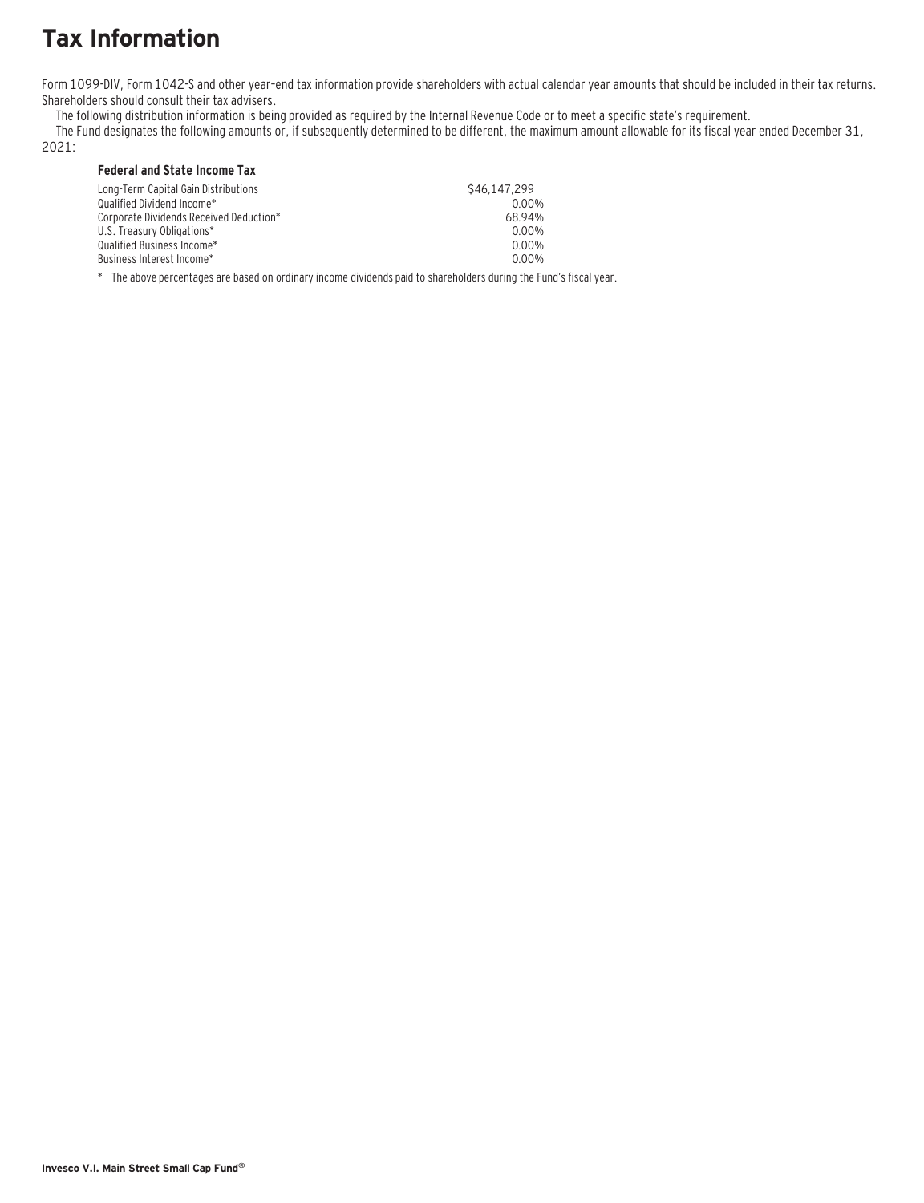# Tax Information

Form 1099-DIV, Form 1042-S and other year–end tax information provide shareholders with actual calendar year amounts that should be included in their tax returns. Shareholders should consult their tax advisers.

The following distribution information is being provided as required by the Internal Revenue Code or to meet a specific state's requirement.

The Fund designates the following amounts or, if subsequently determined to be different, the maximum amount allowable for its fiscal year ended December 31, 2021:

| Federal and State Income Tax | |
|---|---|
| Long-Term Capital Gain Distributions | $46,147,299 |
| Qualified Dividend Income* | 0.00% |
| Corporate Dividends Received Deduction* | 68.94% |
| U.S. Treasury Obligations* | 0.00% |
| Qualified Business Income* | 0.00% |
| Business Interest Income* | 0.00% |

\* The above percentages are based on ordinary income dividends paid to shareholders during the Fund's fiscal year.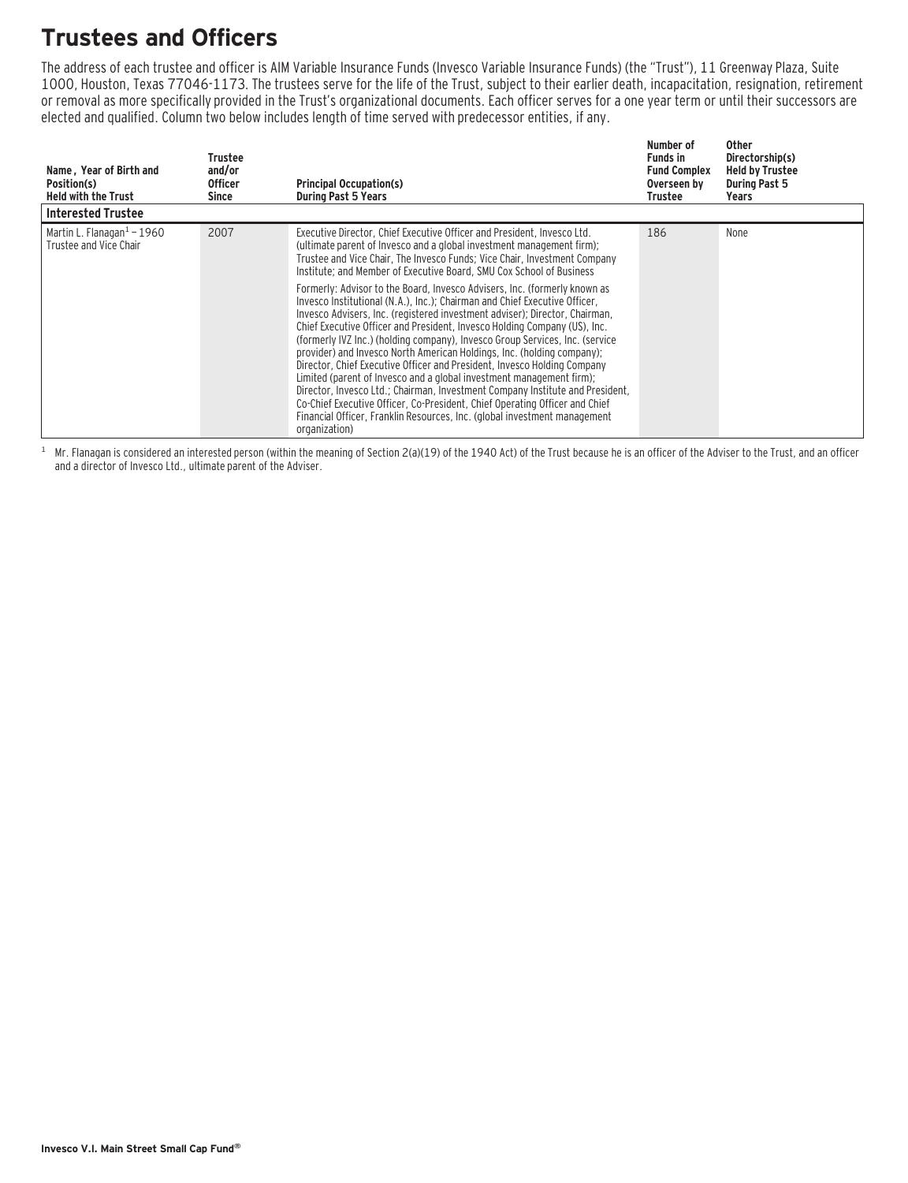# Trustees and Officers

The address of each trustee and officer is AIM Variable Insurance Funds (Invesco Variable Insurance Funds) (the "Trust"), 11 Greenway Plaza, Suite 1000, Houston, Texas 77046-1173. The trustees serve for the life of the Trust, subject to their earlier death, incapacitation, resignation, retirement or removal as more specifically provided in the Trust's organizational documents. Each officer serves for a one year term or until their successors are elected and qualified. Column two below includes length of time served with predecessor entities, if any.

| Name, Year of Birth and Position(s) Held with the Trust | Trustee and/or Officer Since | Principal Occupation(s) During Past 5 Years | Number of Funds in Fund Complex Overseen by Trustee | Other Directorship(s) Held by Trustee During Past 5 Years |
|---|---|---|---|---|
| **Interested Trustee** | | | | |
| Martin L. Flanagan[1] – 1960<br>Trustee and Vice Chair | 2007 | Executive Director, Chief Executive Officer and President, Invesco Ltd. (ultimate parent of Invesco and a global investment management firm); Trustee and Vice Chair, The Invesco Funds; Vice Chair, Investment Company Institute; and Member of Executive Board, SMU Cox School of Business<br><br>Formerly: Advisor to the Board, Invesco Advisers, Inc. (formerly known as Invesco Institutional (N.A.), Inc.); Chairman and Chief Executive Officer, Invesco Advisers, Inc. (registered investment adviser); Director, Chairman, Chief Executive Officer and President, Invesco Holding Company (US), Inc. (formerly IVZ Inc.) (holding company), Invesco Group Services, Inc. (service provider) and Invesco North American Holdings, Inc. (holding company); Director, Chief Executive Officer and President, Invesco Holding Company Limited (parent of Invesco and a global investment management firm); Director, Invesco Ltd.; Chairman, Investment Company Institute and President, Co-Chief Executive Officer, Co-President, Chief Operating Officer and Chief Financial Officer, Franklin Resources, Inc. (global investment management organization) | 186 | None |

[1] Mr. Flanagan is considered an interested person (within the meaning of Section 2(a)(19) of the 1940 Act) of the Trust because he is an officer of the Adviser to the Trust, and an officer and a director of Invesco Ltd., ultimate parent of the Adviser.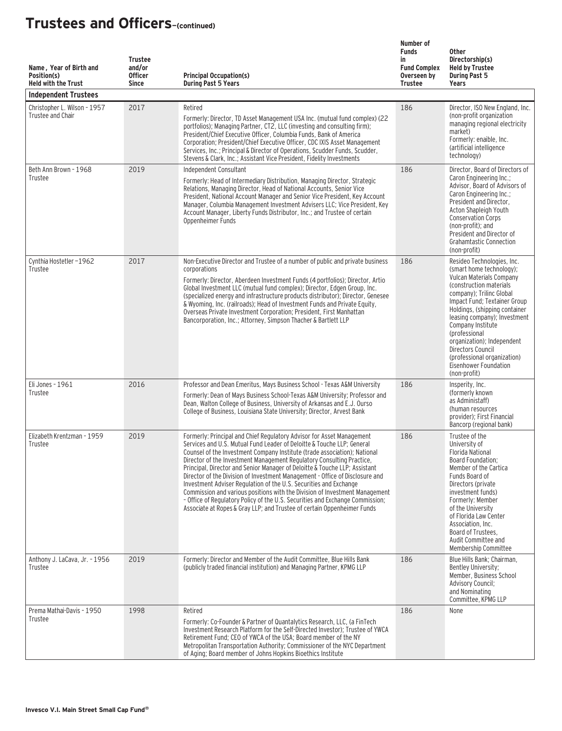# Trustees and Officers–(continued)

| Name, Year of Birth and Position(s) Held with the Trust | Trustee and/or Officer Since | Principal Occupation(s) During Past 5 Years | Number of Funds in Fund Complex Overseen by Trustee | Other Directorship(s) Held by Trustee During Past 5 Years |
|---|---|---|---|---|
| **Independent Trustees** | | | | |
| Christopher L. Wilson - 1957 Trustee and Chair | 2017 | Retired<br>Formerly: Director, TD Asset Management USA Inc. (mutual fund complex) (22 portfolios); Managing Partner, CT2, LLC (investing and consulting firm); President/Chief Executive Officer, Columbia Funds, Bank of America Corporation; President/Chief Executive Officer, CDC IXIS Asset Management Services, Inc.; Principal & Director of Operations, Scudder Funds, Scudder, Stevens & Clark, Inc.; Assistant Vice President, Fidelity Investments | 186 | Director, ISO New England, Inc. (non-profit organization managing regional electricity market)<br>Formerly: enaible, Inc. (artificial intelligence technology) |
| Beth Ann Brown - 1968 Trustee | 2019 | Independent Consultant<br>Formerly: Head of Intermediary Distribution, Managing Director, Strategic Relations, Managing Director, Head of National Accounts, Senior Vice President, National Account Manager and Senior Vice President, Key Account Manager, Columbia Management Investment Advisers LLC; Vice President, Key Account Manager, Liberty Funds Distributor, Inc.; and Trustee of certain Oppenheimer Funds | 186 | Director, Board of Directors of Caron Engineering Inc.; Advisor, Board of Advisors of Caron Engineering Inc.; President and Director, Acton Shapleigh Youth Conservation Corps (non-profit); and President and Director of Grahamtastic Connection (non-profit) |
| Cynthia Hostetler –1962 Trustee | 2017 | Non-Executive Director and Trustee of a number of public and private business corporations<br>Formerly: Director, Aberdeen Investment Funds (4 portfolios); Director, Artio Global Investment LLC (mutual fund complex); Director, Edgen Group, Inc. (specialized energy and infrastructure products distributor); Director, Genesee & Wyoming, Inc. (railroads); Head of Investment Funds and Private Equity, Overseas Private Investment Corporation; President, First Manhattan Bancorporation, Inc.; Attorney, Simpson Thacher & Bartlett LLP | 186 | Resideo Technologies, Inc. (smart home technology); Vulcan Materials Company (construction materials company); Trilinc Global Impact Fund; Textainer Group Holdings, (shipping container leasing company); Investment Company Institute (professional organization); Independent Directors Council (professional organization) Eisenhower Foundation (non-profit) |
| Eli Jones - 1961 Trustee | 2016 | Professor and Dean Emeritus, Mays Business School - Texas A&M University<br>Formerly: Dean of Mays Business School-Texas A&M University; Professor and Dean, Walton College of Business, University of Arkansas and E.J. Ourso College of Business, Louisiana State University; Director, Arvest Bank | 186 | Insperity, Inc. (formerly known as Administaff) (human resources provider); First Financial Bancorp (regional bank) |
| Elizabeth Krentzman - 1959 Trustee | 2019 | Formerly: Principal and Chief Regulatory Advisor for Asset Management Services and U.S. Mutual Fund Leader of Deloitte & Touche LLP; General Counsel of the Investment Company Institute (trade association); National Director of the Investment Management Regulatory Consulting Practice, Principal, Director and Senior Manager of Deloitte & Touche LLP; Assistant Director of the Division of Investment Management - Office of Disclosure and Investment Adviser Regulation of the U.S. Securities and Exchange Commission and various positions with the Division of Investment Management – Office of Regulatory Policy of the U.S. Securities and Exchange Commission; Associate at Ropes & Gray LLP; and Trustee of certain Oppenheimer Funds | 186 | Trustee of the University of Florida National Board Foundation; Member of the Cartica Funds Board of Directors (private investment funds)<br>Formerly: Member of the University of Florida Law Center Association, Inc. Board of Trustees, Audit Committee and Membership Committee |
| Anthony J. LaCava, Jr. - 1956 Trustee | 2019 | Formerly: Director and Member of the Audit Committee, Blue Hills Bank (publicly traded financial institution) and Managing Partner, KPMG LLP | 186 | Blue Hills Bank; Chairman, Bentley University; Member, Business School Advisory Council; and Nominating Committee, KPMG LLP |
| Prema Mathai-Davis - 1950 Trustee | 1998 | Retired<br>Formerly: Co-Founder & Partner of Quantalytics Research, LLC, (a FinTech Investment Research Platform for the Self-Directed Investor); Trustee of YWCA Retirement Fund; CEO of YWCA of the USA; Board member of the NY Metropolitan Transportation Authority; Commissioner of the NYC Department of Aging; Board member of Johns Hopkins Bioethics Institute | 186 | None |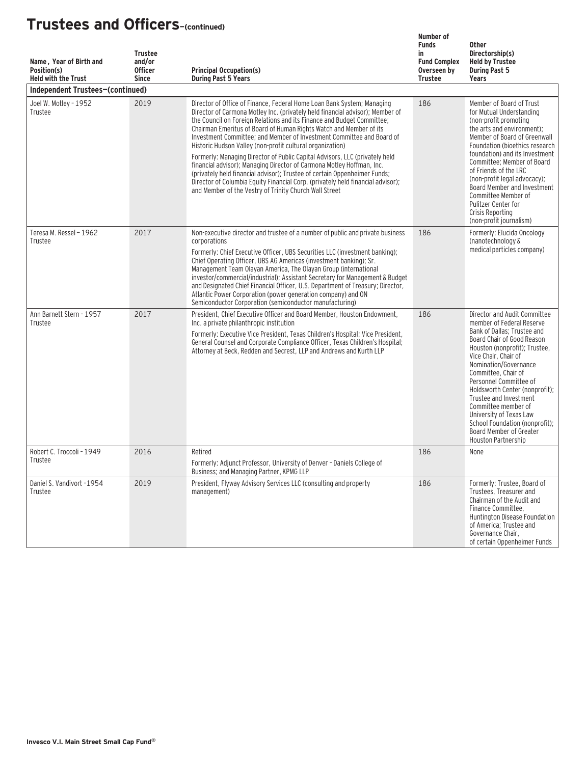# Trustees and Officers–(continued)

| Name, Year of Birth and Position(s) Held with the Trust | Trustee and/or Officer Since | Principal Occupation(s) During Past 5 Years | Number of Funds in Fund Complex Overseen by Trustee | Other Directorship(s) Held by Trustee During Past 5 Years |
|---|---|---|---|---|
| **Independent Trustees–(continued)** | | | | |
| Joel W. Motley - 1952<br>Trustee | 2019 | Director of Office of Finance, Federal Home Loan Bank System; Managing Director of Carmona Motley Inc. (privately held financial advisor); Member of the Council on Foreign Relations and its Finance and Budget Committee; Chairman Emeritus of Board of Human Rights Watch and Member of its Investment Committee; and Member of Investment Committee and Board of Historic Hudson Valley (non-profit cultural organization)<br>Formerly: Managing Director of Public Capital Advisors, LLC (privately held financial advisor); Managing Director of Carmona Motley Hoffman, Inc. (privately held financial advisor); Trustee of certain Oppenheimer Funds; Director of Columbia Equity Financial Corp. (privately held financial advisor); and Member of the Vestry of Trinity Church Wall Street | 186 | Member of Board of Trust for Mutual Understanding (non-profit promoting the arts and environment); Member of Board of Greenwall Foundation (bioethics research foundation) and its Investment Committee; Member of Board of Friends of the LRC (non-profit legal advocacy); Board Member and Investment Committee Member of Pulitzer Center for Crisis Reporting (non-profit journalism) |
| Teresa M. Ressel - 1962<br>Trustee | 2017 | Non-executive director and trustee of a number of public and private business corporations<br>Formerly: Chief Executive Officer, UBS Securities LLC (investment banking); Chief Operating Officer, UBS AG Americas (investment banking); Sr. Management Team Olayan America, The Olayan Group (international investor/commercial/industrial); Assistant Secretary for Management & Budget and Designated Chief Financial Officer, U.S. Department of Treasury; Director, Atlantic Power Corporation (power generation company) and ON Semiconductor Corporation (semiconductor manufacturing) | 186 | Formerly: Elucida Oncology (nanotechnology & medical particles company) |
| Ann Barnett Stern - 1957<br>Trustee | 2017 | President, Chief Executive Officer and Board Member, Houston Endowment, Inc. a private philanthropic institution<br>Formerly: Executive Vice President, Texas Children's Hospital; Vice President, General Counsel and Corporate Compliance Officer, Texas Children's Hospital; Attorney at Beck, Redden and Secrest, LLP and Andrews and Kurth LLP | 186 | Director and Audit Committee member of Federal Reserve Bank of Dallas; Trustee and Board Chair of Good Reason Houston (nonprofit); Trustee, Vice Chair, Chair of Nomination/Governance Committee, Chair of Personnel Committee of Holdsworth Center (nonprofit); Trustee and Investment Committee member of University of Texas Law School Foundation (nonprofit); Board Member of Greater Houston Partnership |
| Robert C. Troccoli - 1949<br>Trustee | 2016 | Retired<br>Formerly: Adjunct Professor, University of Denver – Daniels College of Business; and Managing Partner, KPMG LLP | 186 | None |
| Daniel S. Vandivort -1954<br>Trustee | 2019 | President, Flyway Advisory Services LLC (consulting and property management) | 186 | Formerly: Trustee, Board of Trustees, Treasurer and Chairman of the Audit and Finance Committee, Huntington Disease Foundation of America; Trustee and Governance Chair, of certain Oppenheimer Funds |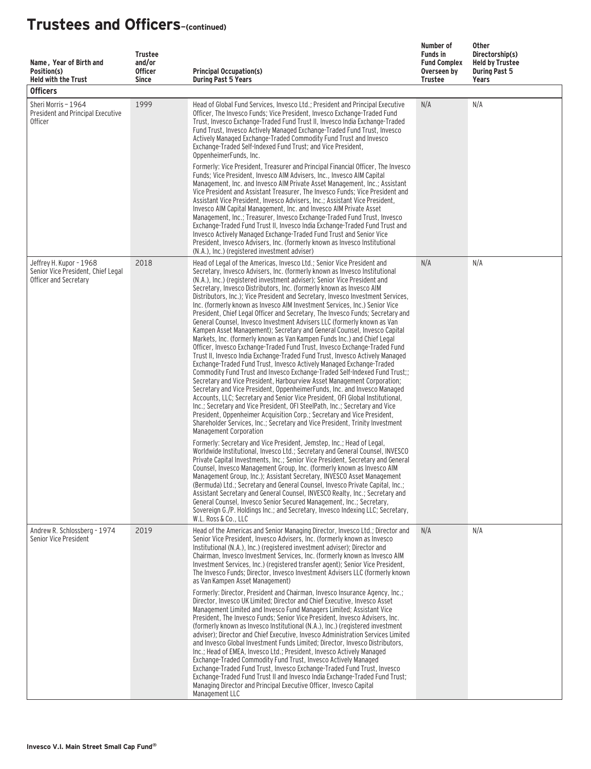# Trustees and Officers–(continued)

| Name, Year of Birth and Position(s) Held with the Trust | Trustee and/or Officer Since | Principal Occupation(s) During Past 5 Years | Number of Funds in Fund Complex Overseen by Trustee | Other Directorship(s) Held by Trustee During Past 5 Years |
|---|---|---|---|---|
| **Officers** | | | | |
| Sheri Morris – 1964<br>President and Principal Executive Officer | 1999 | Head of Global Fund Services, Invesco Ltd.; President and Principal Executive Officer, The Invesco Funds; Vice President, Invesco Exchange-Traded Fund Trust, Invesco Exchange-Traded Fund Trust II, Invesco India Exchange-Traded Fund Trust, Invesco Actively Managed Exchange-Traded Fund Trust, Invesco Actively Managed Exchange-Traded Commodity Fund Trust and Invesco Exchange-Traded Self-Indexed Fund Trust; and Vice President, OppenheimerFunds, Inc.<br><br>Formerly: Vice President, Treasurer and Principal Financial Officer, The Invesco Funds; Vice President, Invesco AIM Advisers, Inc., Invesco AIM Capital Management, Inc. and Invesco AIM Private Asset Management, Inc.; Assistant Vice President and Assistant Treasurer, The Invesco Funds; Vice President and Assistant Vice President, Invesco Advisers, Inc.; Assistant Vice President, Invesco AIM Capital Management, Inc. and Invesco AIM Private Asset Management, Inc.; Treasurer, Invesco Exchange-Traded Fund Trust, Invesco Exchange-Traded Fund Trust II, Invesco India Exchange-Traded Fund Trust and Invesco Actively Managed Exchange-Traded Fund Trust and Senior Vice President, Invesco Advisers, Inc. (formerly known as Invesco Institutional (N.A.), Inc.) (registered investment adviser) | N/A | N/A |
| Jeffrey H. Kupor - 1968<br>Senior Vice President, Chief Legal Officer and Secretary | 2018 | Head of Legal of the Americas, Invesco Ltd.; Senior Vice President and Secretary, Invesco Advisers, Inc. (formerly known as Invesco Institutional (N.A.), Inc.) (registered investment adviser); Senior Vice President and Secretary, Invesco Distributors, Inc. (formerly known as Invesco AIM Distributors, Inc.); Vice President and Secretary, Invesco Investment Services, Inc. (formerly known as Invesco AIM Investment Services, Inc.) Senior Vice President, Chief Legal Officer and Secretary, The Invesco Funds; Secretary and General Counsel, Invesco Investment Advisers LLC (formerly known as Van Kampen Asset Management); Secretary and General Counsel, Invesco Capital Markets, Inc. (formerly known as Van Kampen Funds Inc.) and Chief Legal Officer, Invesco Exchange-Traded Fund Trust, Invesco Exchange-Traded Fund Trust II, Invesco India Exchange-Traded Fund Trust, Invesco Actively Managed Exchange-Traded Fund Trust, Invesco Actively Managed Exchange-Traded Commodity Fund Trust and Invesco Exchange-Traded Self-Indexed Fund Trust;; Secretary and Vice President, Harbourview Asset Management Corporation; Secretary and Vice President, OppenheimerFunds, Inc. and Invesco Managed Accounts, LLC; Secretary and Senior Vice President, OFI Global Institutional, Inc.; Secretary and Vice President, OFI SteelPath, Inc.; Secretary and Vice President, Oppenheimer Acquisition Corp.; Secretary and Vice President, Shareholder Services, Inc.; Secretary and Vice President, Trinity Investment Management Corporation<br><br>Formerly: Secretary and Vice President, Jemstep, Inc.; Head of Legal, Worldwide Institutional, Invesco Ltd.; Secretary and General Counsel, INVESCO Private Capital Investments, Inc.; Senior Vice President, Secretary and General Counsel, Invesco Management Group, Inc. (formerly known as Invesco AIM Management Group, Inc.); Assistant Secretary, INVESCO Asset Management (Bermuda) Ltd.; Secretary and General Counsel, Invesco Private Capital, Inc.; Assistant Secretary and General Counsel, INVESCO Realty, Inc.; Secretary and General Counsel, Invesco Senior Secured Management, Inc.; Secretary, Sovereign G./P. Holdings Inc.; and Secretary, Invesco Indexing LLC; Secretary, W.L. Ross & Co., LLC | N/A | N/A |
| Andrew R. Schlossberg - 1974<br>Senior Vice President | 2019 | Head of the Americas and Senior Managing Director, Invesco Ltd.; Director and Senior Vice President, Invesco Advisers, Inc. (formerly known as Invesco Institutional (N.A.), Inc.) (registered investment adviser); Director and Chairman, Invesco Investment Services, Inc. (formerly known as Invesco AIM Investment Services, Inc.) (registered transfer agent); Senior Vice President, The Invesco Funds; Director, Invesco Investment Advisers LLC (formerly known as Van Kampen Asset Management)<br><br>Formerly: Director, President and Chairman, Invesco Insurance Agency, Inc.; Director, Invesco UK Limited; Director and Chief Executive, Invesco Asset Management Limited and Invesco Fund Managers Limited; Assistant Vice President, The Invesco Funds; Senior Vice President, Invesco Advisers, Inc. (formerly known as Invesco Institutional (N.A.), Inc.) (registered investment adviser); Director and Chief Executive, Invesco Administration Services Limited and Invesco Global Investment Funds Limited; Director, Invesco Distributors, Inc.; Head of EMEA, Invesco Ltd.; President, Invesco Actively Managed Exchange-Traded Commodity Fund Trust, Invesco Actively Managed Exchange-Traded Fund Trust, Invesco Exchange-Traded Fund Trust, Invesco Exchange-Traded Fund Trust II and Invesco India Exchange-Traded Fund Trust; Managing Director and Principal Executive Officer, Invesco Capital Management LLC | N/A | N/A |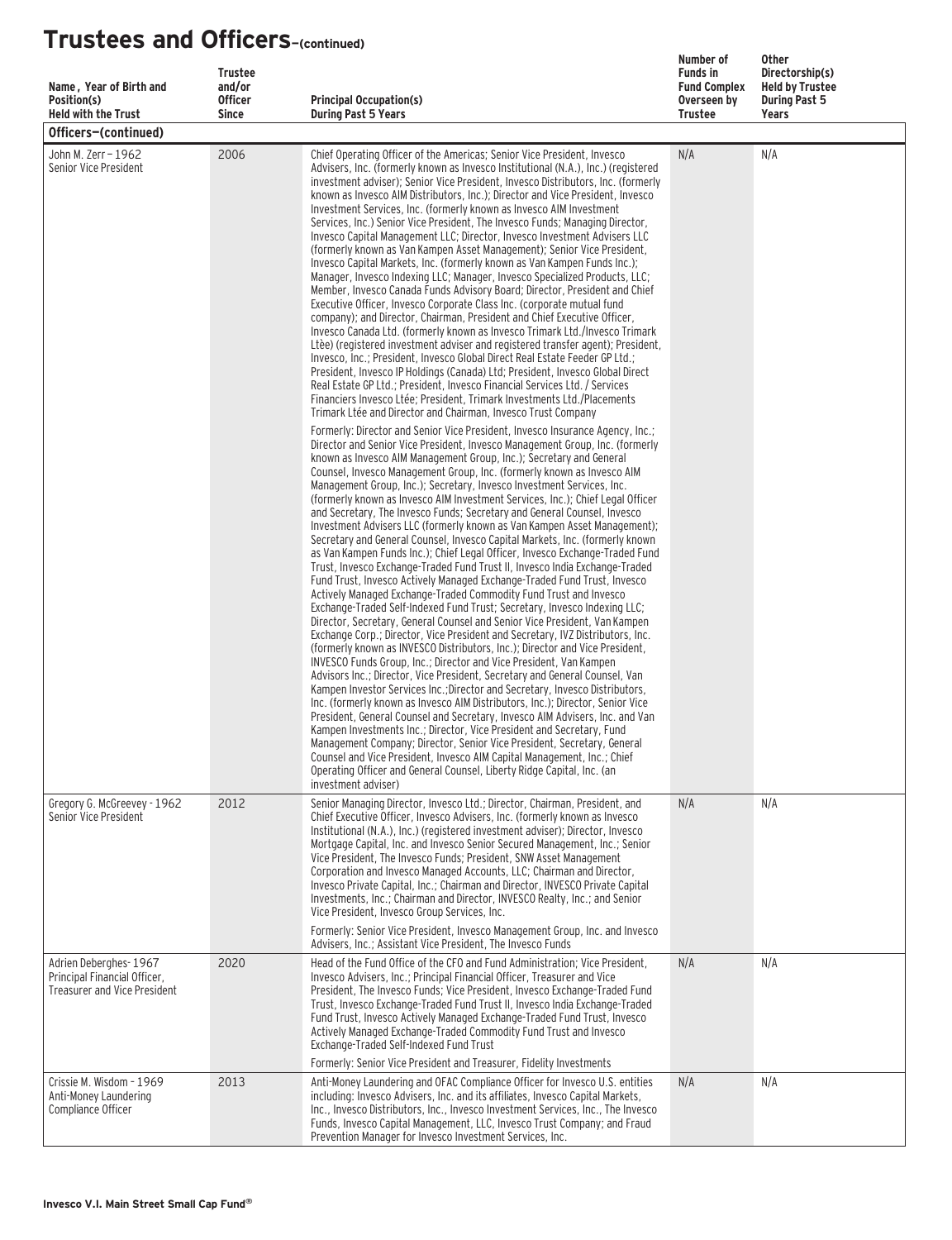# Trustees and Officers–(continued)

| Name, Year of Birth and Position(s) Held with the Trust | Trustee and/or Officer Since | Principal Occupation(s) During Past 5 Years | Number of Funds in Fund Complex Overseen by Trustee | Other Directorship(s) Held by Trustee During Past 5 Years |
|---|---|---|---|---|
| **Officers–(continued)** | | | | |
| John M. Zerr – 1962<br>Senior Vice President | 2006 | Chief Operating Officer of the Americas; Senior Vice President, Invesco Advisers, Inc. (formerly known as Invesco Institutional (N.A.), Inc.) (registered investment adviser); Senior Vice President, Invesco Distributors, Inc. (formerly known as Invesco AIM Distributors, Inc.); Director and Vice President, Invesco Investment Services, Inc. (formerly known as Invesco AIM Investment Services, Inc.) Senior Vice President, The Invesco Funds; Managing Director, Invesco Capital Management LLC; Director, Invesco Investment Advisers LLC (formerly known as Van Kampen Asset Management); Senior Vice President, Invesco Capital Markets, Inc. (formerly known as Van Kampen Funds Inc.); Manager, Invesco Indexing LLC; Manager, Invesco Specialized Products, LLC; Member, Invesco Canada Funds Advisory Board; Director, President and Chief Executive Officer, Invesco Corporate Class Inc. (corporate mutual fund company); and Director, Chairman, President and Chief Executive Officer, Invesco Canada Ltd. (formerly known as Invesco Trimark Ltd./Invesco Trimark Ltèe) (registered investment adviser and registered transfer agent); President, Invesco, Inc.; President, Invesco Global Direct Real Estate Feeder GP Ltd.; President, Invesco IP Holdings (Canada) Ltd; President, Invesco Global Direct Real Estate GP Ltd.; President, Invesco Financial Services Ltd. / Services Financiers Invesco Ltée; President, Trimark Investments Ltd./Placements Trimark Ltée and Director and Chairman, Invesco Trust Company<br><br>Formerly: Director and Senior Vice President, Invesco Insurance Agency, Inc.; Director and Senior Vice President, Invesco Management Group, Inc. (formerly known as Invesco AIM Management Group, Inc.); Secretary and General Counsel, Invesco Management Group, Inc. (formerly known as Invesco AIM Management Group, Inc.); Secretary, Invesco Investment Services, Inc. (formerly known as Invesco AIM Investment Services, Inc.); Chief Legal Officer and Secretary, The Invesco Funds; Secretary and General Counsel, Invesco Investment Advisers LLC (formerly known as Van Kampen Asset Management); Secretary and General Counsel, Invesco Capital Markets, Inc. (formerly known as Van Kampen Funds Inc.); Chief Legal Officer, Invesco Exchange-Traded Fund Trust, Invesco Exchange-Traded Fund Trust II, Invesco India Exchange-Traded Fund Trust, Invesco Actively Managed Exchange-Traded Fund Trust, Invesco Actively Managed Exchange-Traded Commodity Fund Trust and Invesco Exchange-Traded Self-Indexed Fund Trust; Secretary, Invesco Indexing LLC; Director, Secretary, General Counsel and Senior Vice President, Van Kampen Exchange Corp.; Director, Vice President and Secretary, IVZ Distributors, Inc. (formerly known as INVESCO Distributors, Inc.); Director and Vice President, INVESCO Funds Group, Inc.; Director and Vice President, Van Kampen Advisors Inc.; Director, Vice President, Secretary and General Counsel, Van Kampen Investor Services Inc.;Director and Secretary, Invesco Distributors, Inc. (formerly known as Invesco AIM Distributors, Inc.); Director, Senior Vice President, General Counsel and Secretary, Invesco AIM Advisers, Inc. and Van Kampen Investments Inc.; Director, Vice President and Secretary, Fund Management Company; Director, Senior Vice President, Secretary, General Counsel and Vice President, Invesco AIM Capital Management, Inc.; Chief Operating Officer and General Counsel, Liberty Ridge Capital, Inc. (an investment adviser) | N/A | N/A |
| Gregory G. McGreevey - 1962<br>Senior Vice President | 2012 | Senior Managing Director, Invesco Ltd.; Director, Chairman, President, and Chief Executive Officer, Invesco Advisers, Inc. (formerly known as Invesco Institutional (N.A.), Inc.) (registered investment adviser); Director, Invesco Mortgage Capital, Inc. and Invesco Senior Secured Management, Inc.; Senior Vice President, The Invesco Funds; President, SNW Asset Management Corporation and Invesco Managed Accounts, LLC; Chairman and Director, Invesco Private Capital, Inc.; Chairman and Director, INVESCO Private Capital Investments, Inc.; Chairman and Director, INVESCO Realty, Inc.; and Senior Vice President, Invesco Group Services, Inc.<br><br>Formerly: Senior Vice President, Invesco Management Group, Inc. and Invesco Advisers, Inc.; Assistant Vice President, The Invesco Funds | N/A | N/A |
| Adrien Deberghes- 1967<br>Principal Financial Officer, Treasurer and Vice President | 2020 | Head of the Fund Office of the CFO and Fund Administration; Vice President, Invesco Advisers, Inc.; Principal Financial Officer, Treasurer and Vice President, The Invesco Funds; Vice President, Invesco Exchange-Traded Fund Trust, Invesco Exchange-Traded Fund Trust II, Invesco India Exchange-Traded Fund Trust, Invesco Actively Managed Exchange-Traded Fund Trust, Invesco Actively Managed Exchange-Traded Commodity Fund Trust and Invesco Exchange-Traded Self-Indexed Fund Trust<br><br>Formerly: Senior Vice President and Treasurer, Fidelity Investments | N/A | N/A |
| Crissie M. Wisdom - 1969<br>Anti-Money Laundering Compliance Officer | 2013 | Anti-Money Laundering and OFAC Compliance Officer for Invesco U.S. entities including: Invesco Advisers, Inc. and its affiliates, Invesco Capital Markets, Inc., Invesco Distributors, Inc., Invesco Investment Services, Inc., The Invesco Funds, Invesco Capital Management, LLC, Invesco Trust Company; and Fraud Prevention Manager for Invesco Investment Services, Inc. | N/A | N/A |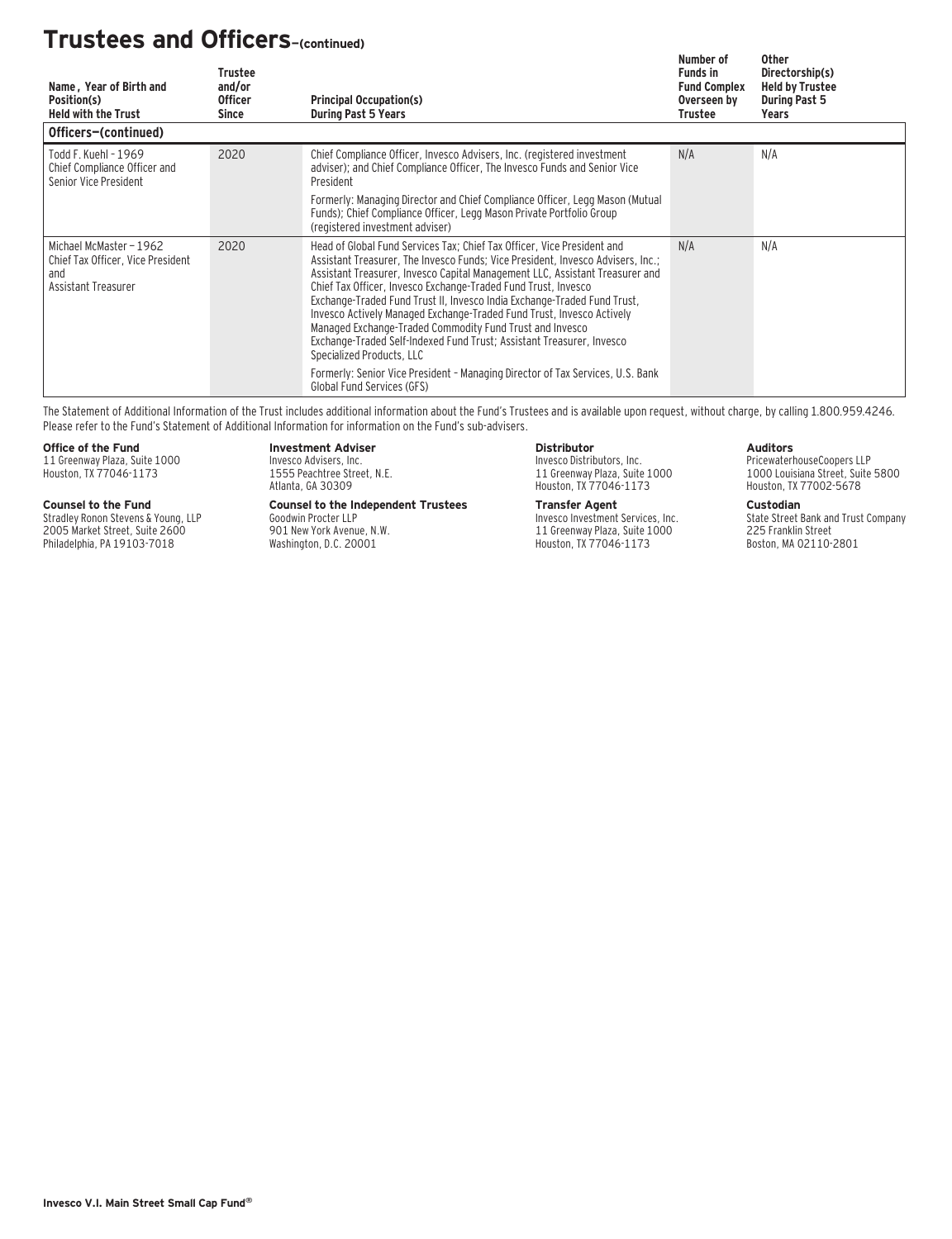# Trustees and Officers–(continued)

| Name, Year of Birth and Position(s) Held with the Trust | Trustee and/or Officer Since | Principal Occupation(s) During Past 5 Years | Number of Funds in Fund Complex Overseen by Trustee | Other Directorship(s) Held by Trustee During Past 5 Years |
|---|---|---|---|---|
| **Officers–(continued)** | | | | |
| Todd F. Kuehl - 1969 Chief Compliance Officer and Senior Vice President | 2020 | Chief Compliance Officer, Invesco Advisers, Inc. (registered investment adviser); and Chief Compliance Officer, The Invesco Funds and Senior Vice President<br><br>Formerly: Managing Director and Chief Compliance Officer, Legg Mason (Mutual Funds); Chief Compliance Officer, Legg Mason Private Portfolio Group (registered investment adviser) | N/A | N/A |
| Michael McMaster – 1962 Chief Tax Officer, Vice President and Assistant Treasurer | 2020 | Head of Global Fund Services Tax; Chief Tax Officer, Vice President and Assistant Treasurer, The Invesco Funds; Vice President, Invesco Advisers, Inc.; Assistant Treasurer, Invesco Capital Management LLC, Assistant Treasurer and Chief Tax Officer, Invesco Exchange-Traded Fund Trust, Invesco Exchange-Traded Fund Trust II, Invesco India Exchange-Traded Fund Trust, Invesco Actively Managed Exchange-Traded Fund Trust, Invesco Actively Managed Exchange-Traded Commodity Fund Trust and Invesco Exchange-Traded Self-Indexed Fund Trust; Assistant Treasurer, Invesco Specialized Products, LLC<br><br>Formerly: Senior Vice President - Managing Director of Tax Services, U.S. Bank Global Fund Services (GFS) | N/A | N/A |

The Statement of Additional Information of the Trust includes additional information about the Fund's Trustees and is available upon request, without charge, by calling 1.800.959.4246. Please refer to the Fund's Statement of Additional Information for information on the Fund's sub-advisers.

**Office of the Fund**
11 Greenway Plaza, Suite 1000
Houston, TX 77046-1173

**Counsel to the Fund**
Stradley Ronon Stevens & Young, LLP
2005 Market Street, Suite 2600
Philadelphia, PA 19103-7018

**Investment Adviser**
Invesco Advisers, Inc.
1555 Peachtree Street, N.E.
Atlanta, GA 30309

**Counsel to the Independent Trustees**
Goodwin Procter LLP
901 New York Avenue, N.W.
Washington, D.C. 20001

**Distributor**
Invesco Distributors, Inc.
11 Greenway Plaza, Suite 1000
Houston, TX 77046-1173

**Transfer Agent**
Invesco Investment Services, Inc.
11 Greenway Plaza, Suite 1000
Houston, TX 77046-1173

**Auditors**
PricewaterhouseCoopers LLP
1000 Louisiana Street, Suite 5800
Houston, TX 77002-5678

**Custodian**
State Street Bank and Trust Company
225 Franklin Street
Boston, MA 02110-2801